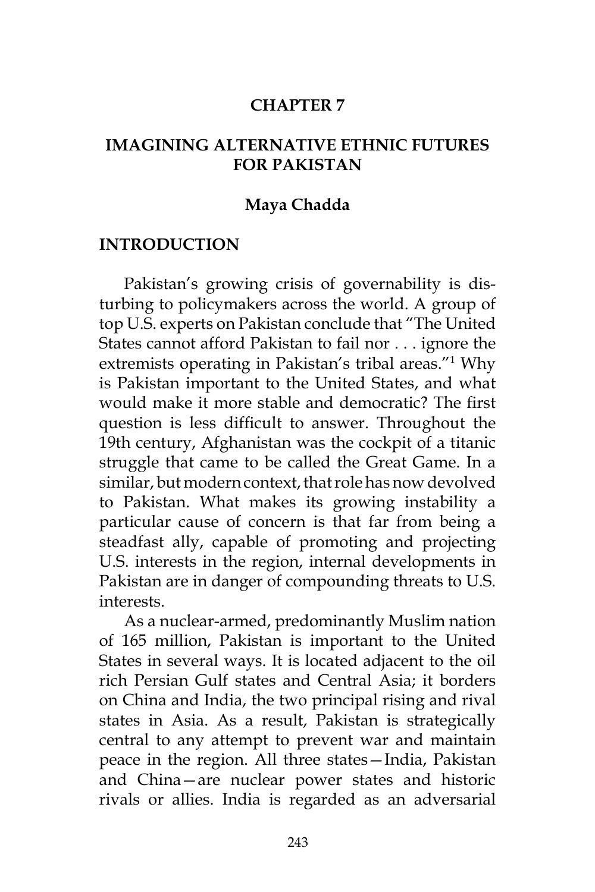# CHAPTER 7

# IMAGINING ALTERNATIVE ETHNIC FUTURES FOR PAKISTAN

**Maya Chadda**

## INTRODUCTION

Pakistan's growing crisis of governability is disturbing to policymakers across the world. A group of top U.S. experts on Pakistan conclude that "The United States cannot afford Pakistan to fail nor . . . ignore the extremists operating in Pakistan's tribal areas."[1] Why is Pakistan important to the United States, and what would make it more stable and democratic? The first question is less difficult to answer. Throughout the 19th century, Afghanistan was the cockpit of a titanic struggle that came to be called the Great Game. In a similar, but modern context, that role has now devolved to Pakistan. What makes its growing instability a particular cause of concern is that far from being a steadfast ally, capable of promoting and projecting U.S. interests in the region, internal developments in Pakistan are in danger of compounding threats to U.S. interests.

As a nuclear-armed, predominantly Muslim nation of 165 million, Pakistan is important to the United States in several ways. It is located adjacent to the oil rich Persian Gulf states and Central Asia; it borders on China and India, the two principal rising and rival states in Asia. As a result, Pakistan is strategically central to any attempt to prevent war and maintain peace in the region. All three states—India, Pakistan and China—are nuclear power states and historic rivals or allies. India is regarded as an adversarial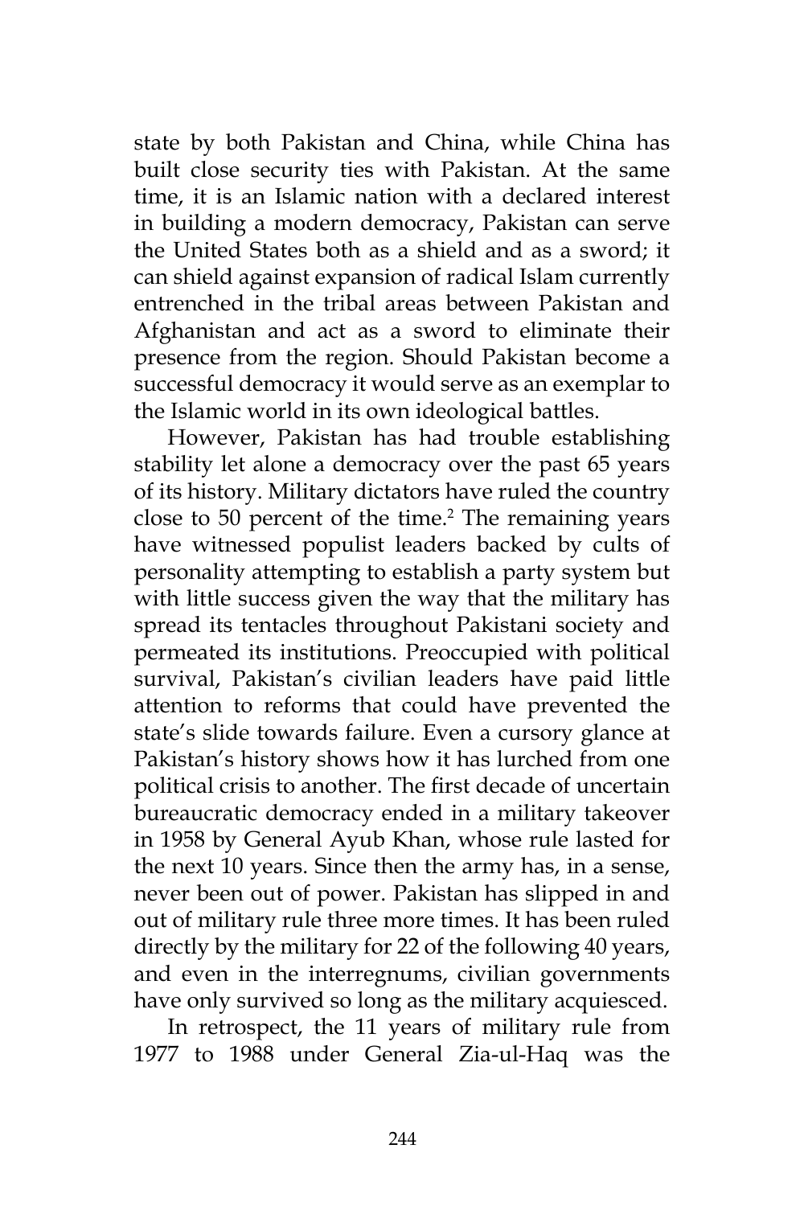state by both Pakistan and China, while China has built close security ties with Pakistan. At the same time, it is an Islamic nation with a declared interest in building a modern democracy, Pakistan can serve the United States both as a shield and as a sword; it can shield against expansion of radical Islam currently entrenched in the tribal areas between Pakistan and Afghanistan and act as a sword to eliminate their presence from the region. Should Pakistan become a successful democracy it would serve as an exemplar to the Islamic world in its own ideological battles.

However, Pakistan has had trouble establishing stability let alone a democracy over the past 65 years of its history. Military dictators have ruled the country close to 50 percent of the time.[2] The remaining years have witnessed populist leaders backed by cults of personality attempting to establish a party system but with little success given the way that the military has spread its tentacles throughout Pakistani society and permeated its institutions. Preoccupied with political survival, Pakistan's civilian leaders have paid little attention to reforms that could have prevented the state's slide towards failure. Even a cursory glance at Pakistan's history shows how it has lurched from one political crisis to another. The first decade of uncertain bureaucratic democracy ended in a military takeover in 1958 by General Ayub Khan, whose rule lasted for the next 10 years. Since then the army has, in a sense, never been out of power. Pakistan has slipped in and out of military rule three more times. It has been ruled directly by the military for 22 of the following 40 years, and even in the interregnums, civilian governments have only survived so long as the military acquiesced.

In retrospect, the 11 years of military rule from 1977 to 1988 under General Zia-ul-Haq was the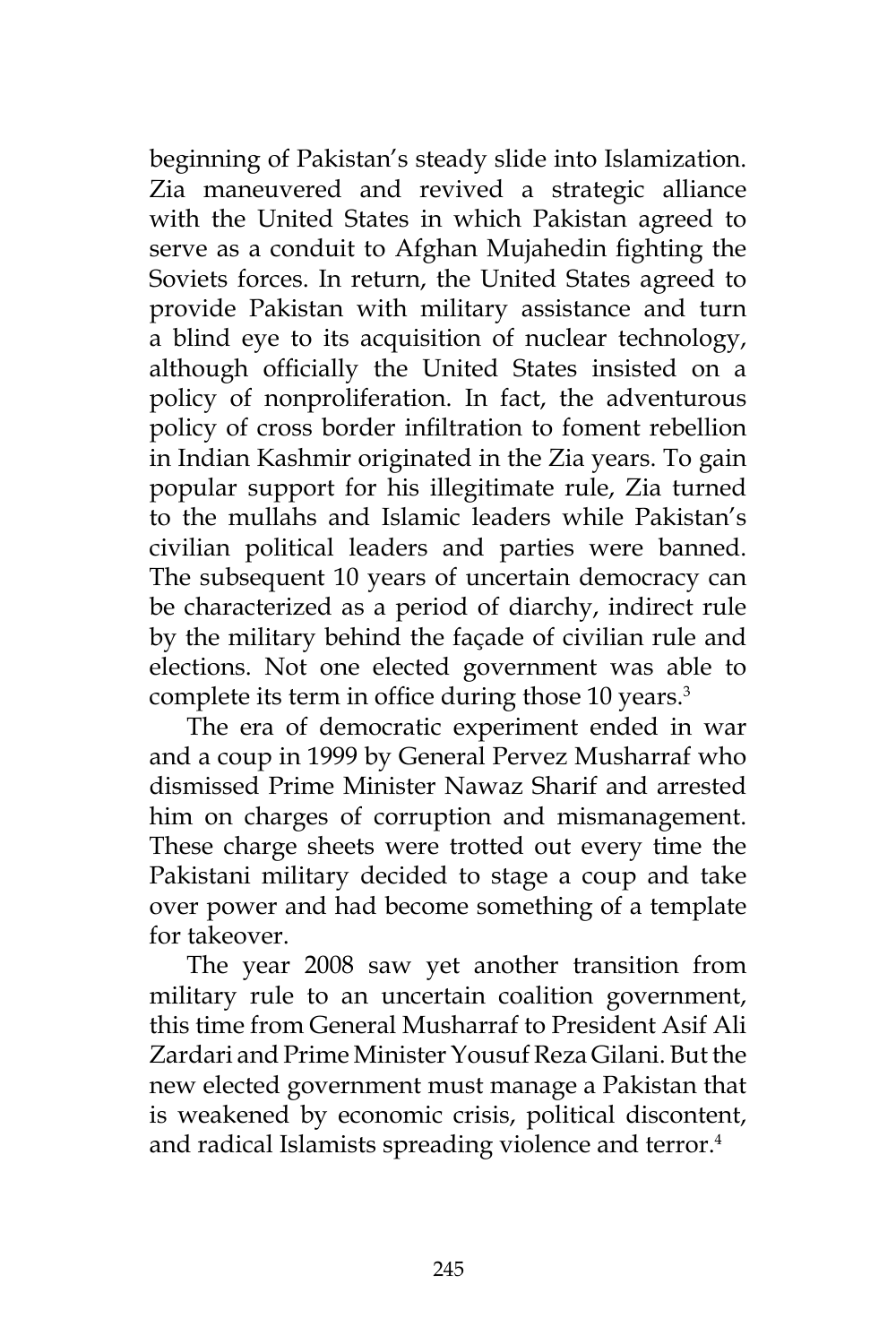beginning of Pakistan's steady slide into Islamization. Zia maneuvered and revived a strategic alliance with the United States in which Pakistan agreed to serve as a conduit to Afghan Mujahedin fighting the Soviets forces. In return, the United States agreed to provide Pakistan with military assistance and turn a blind eye to its acquisition of nuclear technology, although officially the United States insisted on a policy of nonproliferation. In fact, the adventurous policy of cross border infiltration to foment rebellion in Indian Kashmir originated in the Zia years. To gain popular support for his illegitimate rule, Zia turned to the mullahs and Islamic leaders while Pakistan's civilian political leaders and parties were banned. The subsequent 10 years of uncertain democracy can be characterized as a period of diarchy, indirect rule by the military behind the façade of civilian rule and elections. Not one elected government was able to complete its term in office during those 10 years.[3]

The era of democratic experiment ended in war and a coup in 1999 by General Pervez Musharraf who dismissed Prime Minister Nawaz Sharif and arrested him on charges of corruption and mismanagement. These charge sheets were trotted out every time the Pakistani military decided to stage a coup and take over power and had become something of a template for takeover.

The year 2008 saw yet another transition from military rule to an uncertain coalition government, this time from General Musharraf to President Asif Ali Zardari and Prime Minister Yousuf Reza Gilani. But the new elected government must manage a Pakistan that is weakened by economic crisis, political discontent, and radical Islamists spreading violence and terror.[4]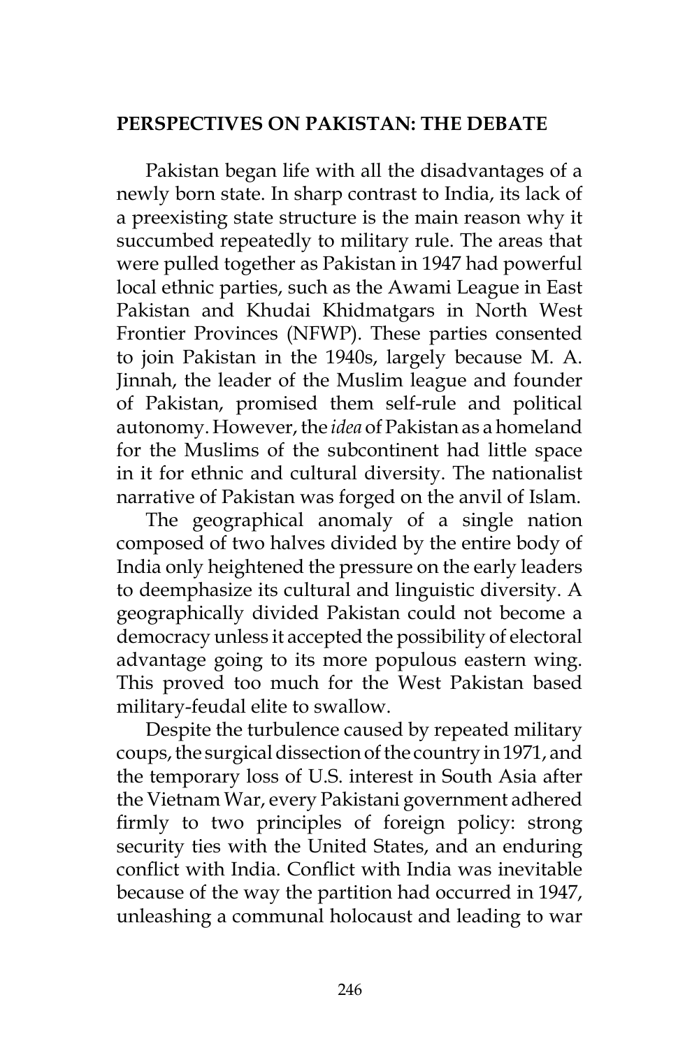## PERSPECTIVES ON PAKISTAN: THE DEBATE

Pakistan began life with all the disadvantages of a newly born state. In sharp contrast to India, its lack of a preexisting state structure is the main reason why it succumbed repeatedly to military rule. The areas that were pulled together as Pakistan in 1947 had powerful local ethnic parties, such as the Awami League in East Pakistan and Khudai Khidmatgars in North West Frontier Provinces (NFWP). These parties consented to join Pakistan in the 1940s, largely because M. A. Jinnah, the leader of the Muslim league and founder of Pakistan, promised them self-rule and political autonomy. However, the *idea* of Pakistan as a homeland for the Muslims of the subcontinent had little space in it for ethnic and cultural diversity. The nationalist narrative of Pakistan was forged on the anvil of Islam.

The geographical anomaly of a single nation composed of two halves divided by the entire body of India only heightened the pressure on the early leaders to deemphasize its cultural and linguistic diversity. A geographically divided Pakistan could not become a democracy unless it accepted the possibility of electoral advantage going to its more populous eastern wing. This proved too much for the West Pakistan based military-feudal elite to swallow.

Despite the turbulence caused by repeated military coups, the surgical dissection of the country in 1971, and the temporary loss of U.S. interest in South Asia after the Vietnam War, every Pakistani government adhered firmly to two principles of foreign policy: strong security ties with the United States, and an enduring conflict with India. Conflict with India was inevitable because of the way the partition had occurred in 1947, unleashing a communal holocaust and leading to war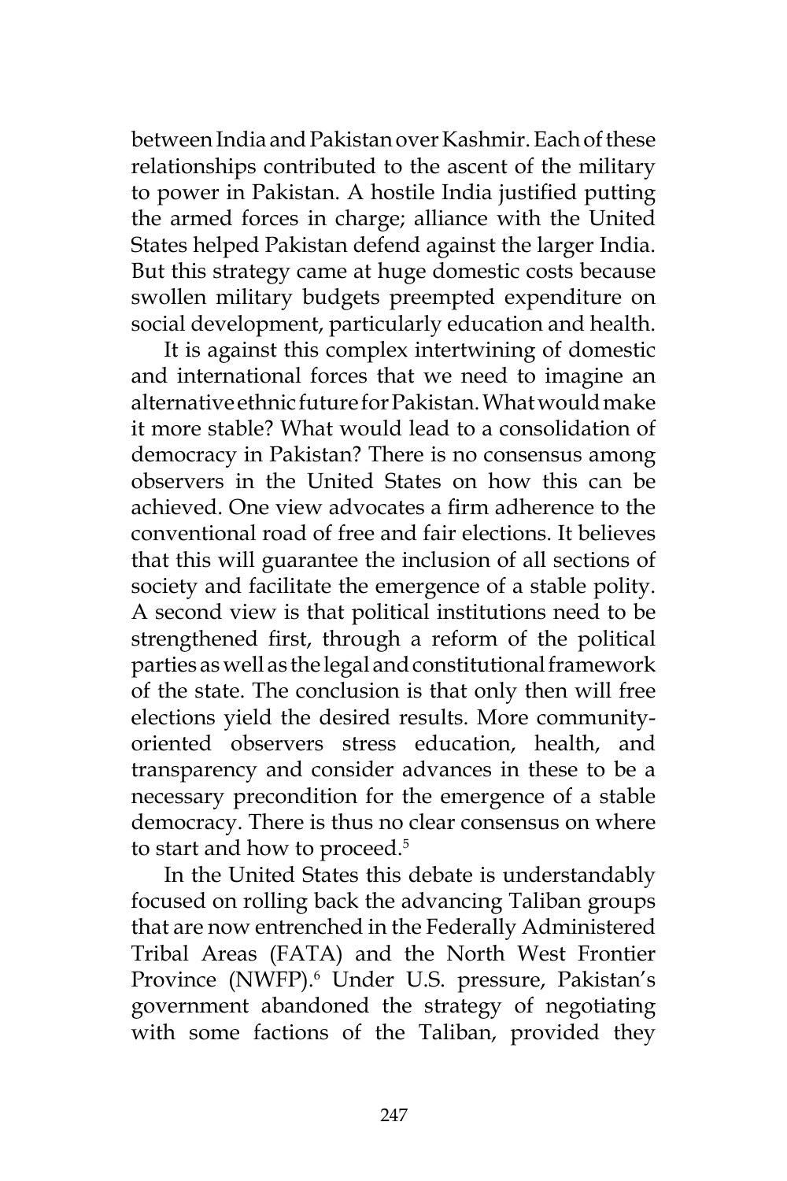between India and Pakistan over Kashmir. Each of these relationships contributed to the ascent of the military to power in Pakistan. A hostile India justified putting the armed forces in charge; alliance with the United States helped Pakistan defend against the larger India. But this strategy came at huge domestic costs because swollen military budgets preempted expenditure on social development, particularly education and health.

It is against this complex intertwining of domestic and international forces that we need to imagine an alternative ethnic future for Pakistan. What would make it more stable? What would lead to a consolidation of democracy in Pakistan? There is no consensus among observers in the United States on how this can be achieved. One view advocates a firm adherence to the conventional road of free and fair elections. It believes that this will guarantee the inclusion of all sections of society and facilitate the emergence of a stable polity. A second view is that political institutions need to be strengthened first, through a reform of the political parties as well as the legal and constitutional framework of the state. The conclusion is that only then will free elections yield the desired results. More community-oriented observers stress education, health, and transparency and consider advances in these to be a necessary precondition for the emergence of a stable democracy. There is thus no clear consensus on where to start and how to proceed.[5]

In the United States this debate is understandably focused on rolling back the advancing Taliban groups that are now entrenched in the Federally Administered Tribal Areas (FATA) and the North West Frontier Province (NWFP).[6] Under U.S. pressure, Pakistan's government abandoned the strategy of negotiating with some factions of the Taliban, provided they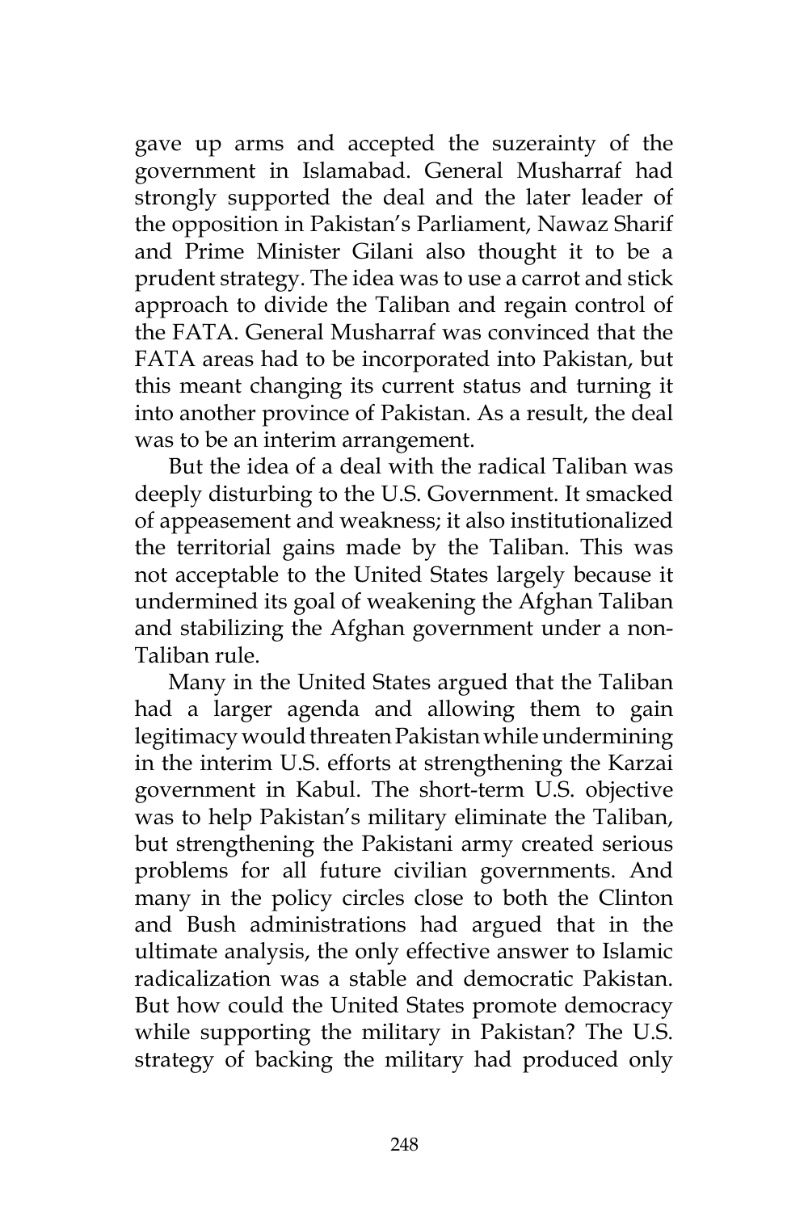gave up arms and accepted the suzerainty of the government in Islamabad. General Musharraf had strongly supported the deal and the later leader of the opposition in Pakistan's Parliament, Nawaz Sharif and Prime Minister Gilani also thought it to be a prudent strategy. The idea was to use a carrot and stick approach to divide the Taliban and regain control of the FATA. General Musharraf was convinced that the FATA areas had to be incorporated into Pakistan, but this meant changing its current status and turning it into another province of Pakistan. As a result, the deal was to be an interim arrangement.

But the idea of a deal with the radical Taliban was deeply disturbing to the U.S. Government. It smacked of appeasement and weakness; it also institutionalized the territorial gains made by the Taliban. This was not acceptable to the United States largely because it undermined its goal of weakening the Afghan Taliban and stabilizing the Afghan government under a non-Taliban rule.

Many in the United States argued that the Taliban had a larger agenda and allowing them to gain legitimacy would threaten Pakistan while undermining in the interim U.S. efforts at strengthening the Karzai government in Kabul. The short-term U.S. objective was to help Pakistan's military eliminate the Taliban, but strengthening the Pakistani army created serious problems for all future civilian governments. And many in the policy circles close to both the Clinton and Bush administrations had argued that in the ultimate analysis, the only effective answer to Islamic radicalization was a stable and democratic Pakistan. But how could the United States promote democracy while supporting the military in Pakistan? The U.S. strategy of backing the military had produced only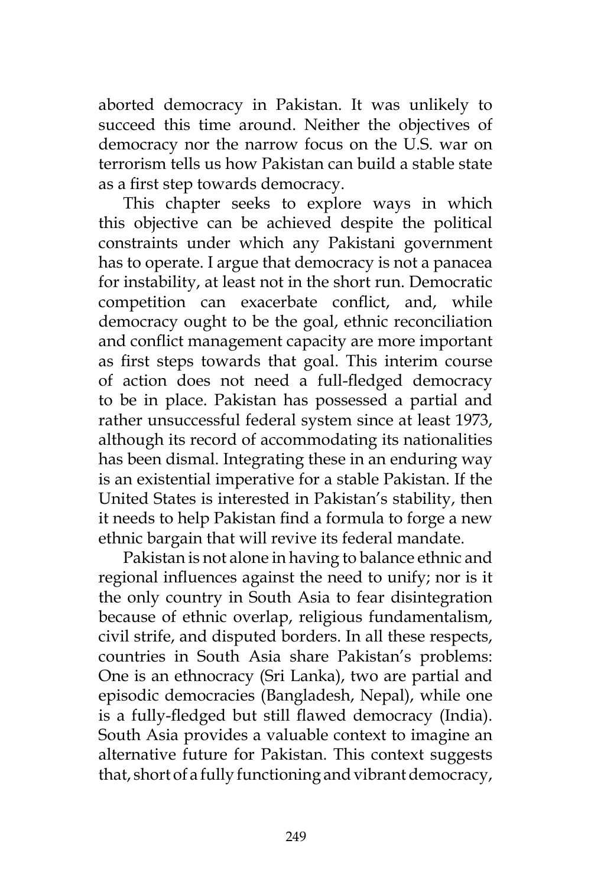aborted democracy in Pakistan. It was unlikely to succeed this time around. Neither the objectives of democracy nor the narrow focus on the U.S. war on terrorism tells us how Pakistan can build a stable state as a first step towards democracy.

This chapter seeks to explore ways in which this objective can be achieved despite the political constraints under which any Pakistani government has to operate. I argue that democracy is not a panacea for instability, at least not in the short run. Democratic competition can exacerbate conflict, and, while democracy ought to be the goal, ethnic reconciliation and conflict management capacity are more important as first steps towards that goal. This interim course of action does not need a full-fledged democracy to be in place. Pakistan has possessed a partial and rather unsuccessful federal system since at least 1973, although its record of accommodating its nationalities has been dismal. Integrating these in an enduring way is an existential imperative for a stable Pakistan. If the United States is interested in Pakistan's stability, then it needs to help Pakistan find a formula to forge a new ethnic bargain that will revive its federal mandate.

Pakistan is not alone in having to balance ethnic and regional influences against the need to unify; nor is it the only country in South Asia to fear disintegration because of ethnic overlap, religious fundamentalism, civil strife, and disputed borders. In all these respects, countries in South Asia share Pakistan's problems: One is an ethnocracy (Sri Lanka), two are partial and episodic democracies (Bangladesh, Nepal), while one is a fully-fledged but still flawed democracy (India). South Asia provides a valuable context to imagine an alternative future for Pakistan. This context suggests that, short of a fully functioning and vibrant democracy,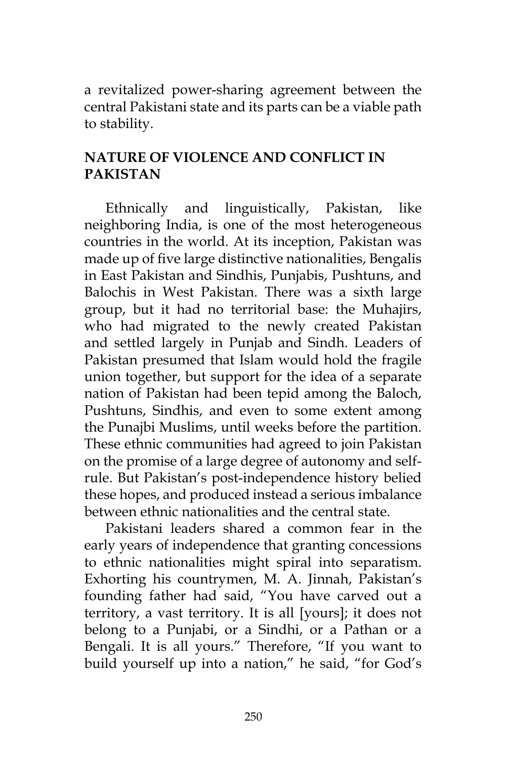a revitalized power-sharing agreement between the central Pakistani state and its parts can be a viable path to stability.

## NATURE OF VIOLENCE AND CONFLICT IN PAKISTAN

Ethnically and linguistically, Pakistan, like neighboring India, is one of the most heterogeneous countries in the world. At its inception, Pakistan was made up of five large distinctive nationalities, Bengalis in East Pakistan and Sindhis, Punjabis, Pushtuns, and Balochis in West Pakistan. There was a sixth large group, but it had no territorial base: the Muhajirs, who had migrated to the newly created Pakistan and settled largely in Punjab and Sindh. Leaders of Pakistan presumed that Islam would hold the fragile union together, but support for the idea of a separate nation of Pakistan had been tepid among the Baloch, Pushtuns, Sindhis, and even to some extent among the Punajbi Muslims, until weeks before the partition. These ethnic communities had agreed to join Pakistan on the promise of a large degree of autonomy and self-rule. But Pakistan's post-independence history belied these hopes, and produced instead a serious imbalance between ethnic nationalities and the central state.

Pakistani leaders shared a common fear in the early years of independence that granting concessions to ethnic nationalities might spiral into separatism. Exhorting his countrymen, M. A. Jinnah, Pakistan's founding father had said, "You have carved out a territory, a vast territory. It is all [yours]; it does not belong to a Punjabi, or a Sindhi, or a Pathan or a Bengali. It is all yours." Therefore, "If you want to build yourself up into a nation," he said, "for God's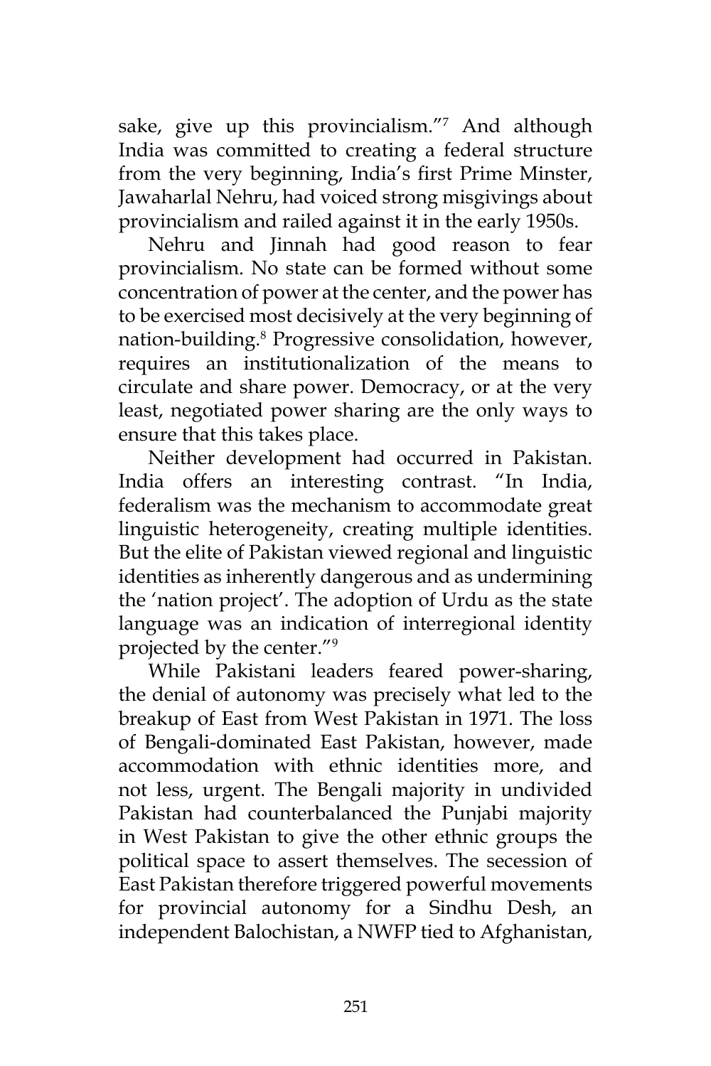sake, give up this provincialism."[7] And although India was committed to creating a federal structure from the very beginning, India's first Prime Minster, Jawaharlal Nehru, had voiced strong misgivings about provincialism and railed against it in the early 1950s.

Nehru and Jinnah had good reason to fear provincialism. No state can be formed without some concentration of power at the center, and the power has to be exercised most decisively at the very beginning of nation-building.[8] Progressive consolidation, however, requires an institutionalization of the means to circulate and share power. Democracy, or at the very least, negotiated power sharing are the only ways to ensure that this takes place.

Neither development had occurred in Pakistan. India offers an interesting contrast. "In India, federalism was the mechanism to accommodate great linguistic heterogeneity, creating multiple identities. But the elite of Pakistan viewed regional and linguistic identities as inherently dangerous and as undermining the 'nation project'. The adoption of Urdu as the state language was an indication of interregional identity projected by the center."[9]

While Pakistani leaders feared power-sharing, the denial of autonomy was precisely what led to the breakup of East from West Pakistan in 1971. The loss of Bengali-dominated East Pakistan, however, made accommodation with ethnic identities more, and not less, urgent. The Bengali majority in undivided Pakistan had counterbalanced the Punjabi majority in West Pakistan to give the other ethnic groups the political space to assert themselves. The secession of East Pakistan therefore triggered powerful movements for provincial autonomy for a Sindhu Desh, an independent Balochistan, a NWFP tied to Afghanistan,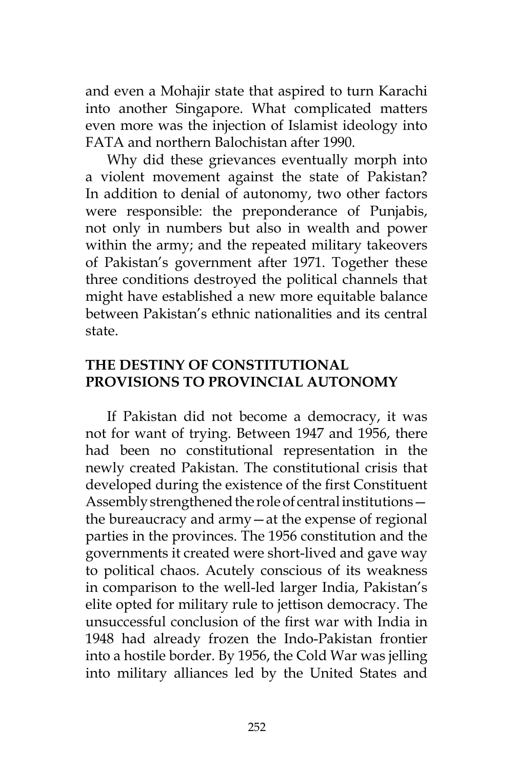and even a Mohajir state that aspired to turn Karachi into another Singapore. What complicated matters even more was the injection of Islamist ideology into FATA and northern Balochistan after 1990.

Why did these grievances eventually morph into a violent movement against the state of Pakistan? In addition to denial of autonomy, two other factors were responsible: the preponderance of Punjabis, not only in numbers but also in wealth and power within the army; and the repeated military takeovers of Pakistan's government after 1971. Together these three conditions destroyed the political channels that might have established a new more equitable balance between Pakistan's ethnic nationalities and its central state.

## THE DESTINY OF CONSTITUTIONAL PROVISIONS TO PROVINCIAL AUTONOMY

If Pakistan did not become a democracy, it was not for want of trying. Between 1947 and 1956, there had been no constitutional representation in the newly created Pakistan. The constitutional crisis that developed during the existence of the first Constituent Assembly strengthened the role of central institutions—the bureaucracy and army—at the expense of regional parties in the provinces. The 1956 constitution and the governments it created were short-lived and gave way to political chaos. Acutely conscious of its weakness in comparison to the well-led larger India, Pakistan's elite opted for military rule to jettison democracy. The unsuccessful conclusion of the first war with India in 1948 had already frozen the Indo-Pakistan frontier into a hostile border. By 1956, the Cold War was jelling into military alliances led by the United States and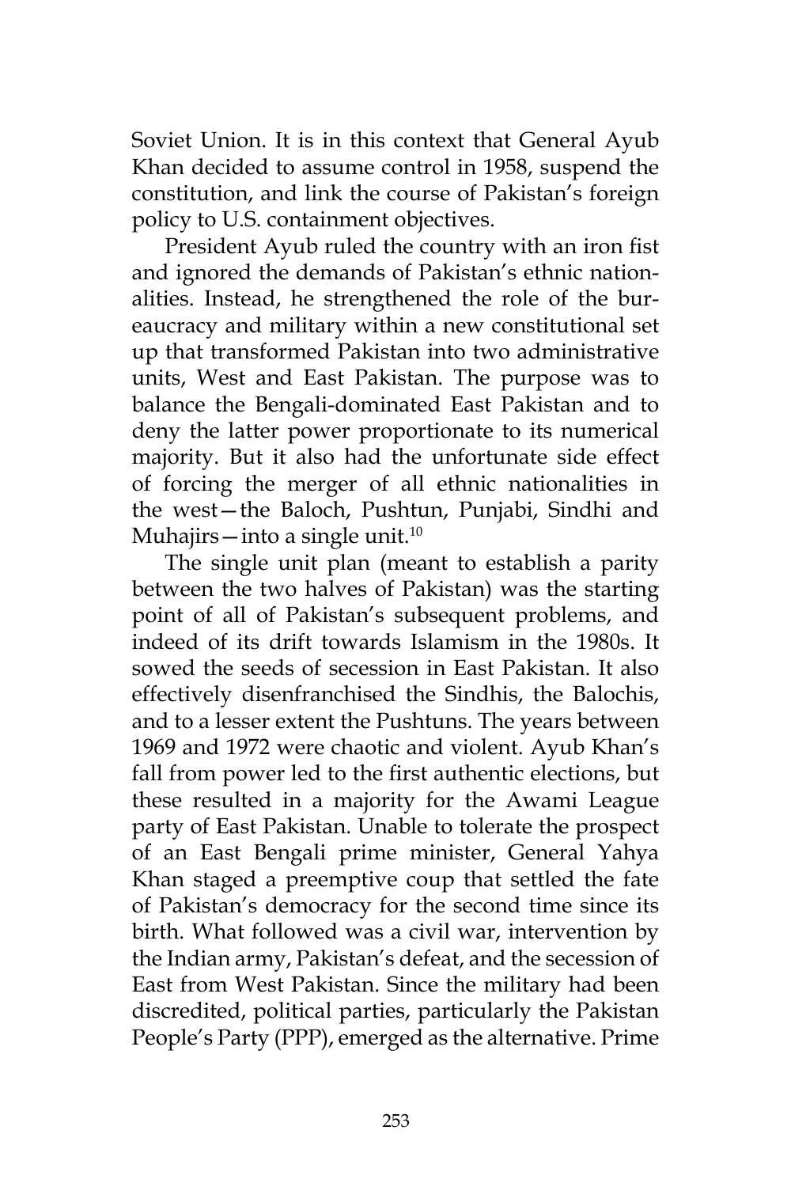Soviet Union. It is in this context that General Ayub Khan decided to assume control in 1958, suspend the constitution, and link the course of Pakistan's foreign policy to U.S. containment objectives.

President Ayub ruled the country with an iron fist and ignored the demands of Pakistan's ethnic nationalities. Instead, he strengthened the role of the bureaucracy and military within a new constitutional set up that transformed Pakistan into two administrative units, West and East Pakistan. The purpose was to balance the Bengali-dominated East Pakistan and to deny the latter power proportionate to its numerical majority. But it also had the unfortunate side effect of forcing the merger of all ethnic nationalities in the west—the Baloch, Pushtun, Punjabi, Sindhi and Muhajirs—into a single unit.[10]

The single unit plan (meant to establish a parity between the two halves of Pakistan) was the starting point of all of Pakistan's subsequent problems, and indeed of its drift towards Islamism in the 1980s. It sowed the seeds of secession in East Pakistan. It also effectively disenfranchised the Sindhis, the Balochis, and to a lesser extent the Pushtuns. The years between 1969 and 1972 were chaotic and violent. Ayub Khan's fall from power led to the first authentic elections, but these resulted in a majority for the Awami League party of East Pakistan. Unable to tolerate the prospect of an East Bengali prime minister, General Yahya Khan staged a preemptive coup that settled the fate of Pakistan's democracy for the second time since its birth. What followed was a civil war, intervention by the Indian army, Pakistan's defeat, and the secession of East from West Pakistan. Since the military had been discredited, political parties, particularly the Pakistan People's Party (PPP), emerged as the alternative. Prime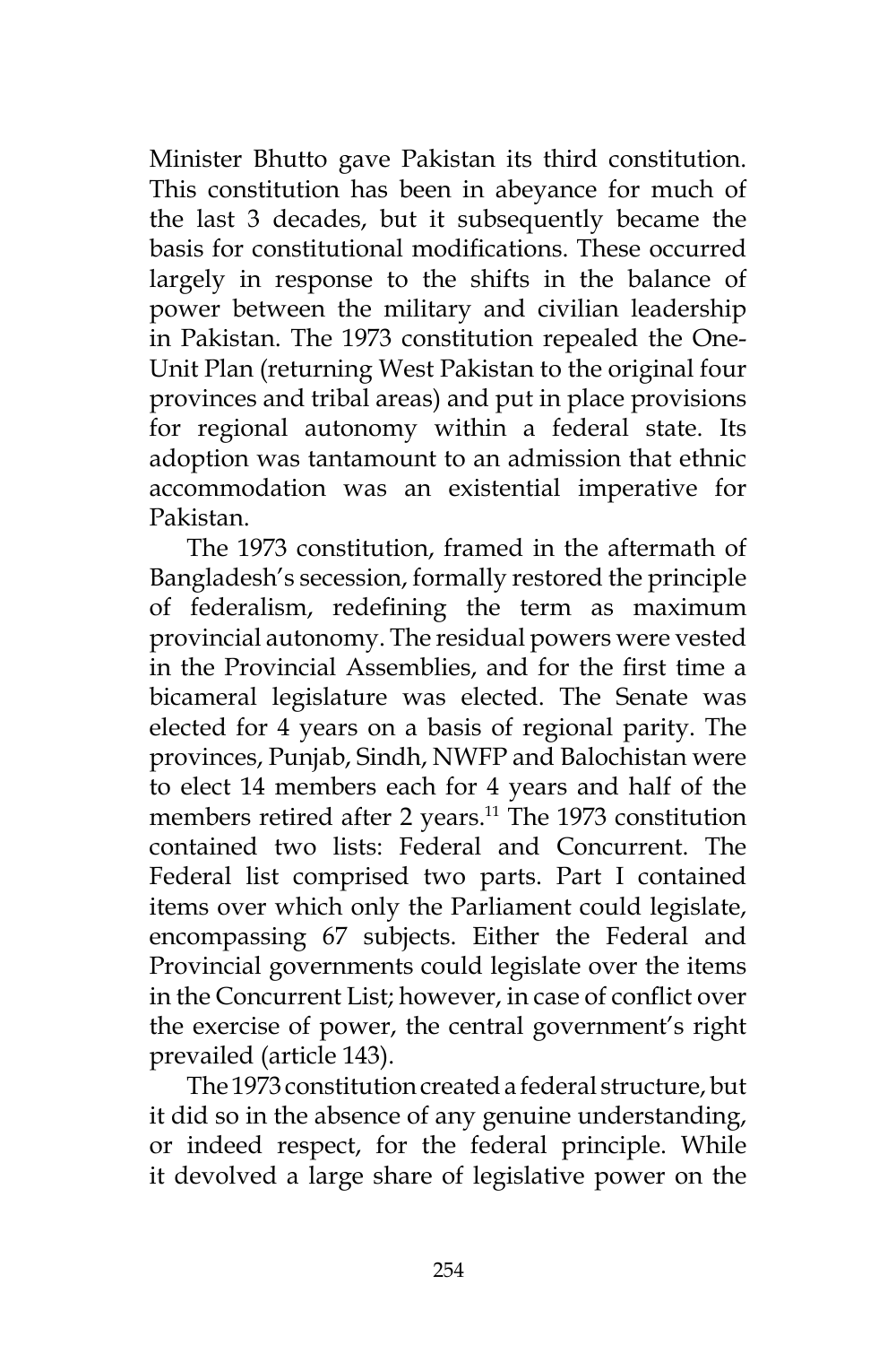Minister Bhutto gave Pakistan its third constitution. This constitution has been in abeyance for much of the last 3 decades, but it subsequently became the basis for constitutional modifications. These occurred largely in response to the shifts in the balance of power between the military and civilian leadership in Pakistan. The 1973 constitution repealed the One-Unit Plan (returning West Pakistan to the original four provinces and tribal areas) and put in place provisions for regional autonomy within a federal state. Its adoption was tantamount to an admission that ethnic accommodation was an existential imperative for Pakistan.

The 1973 constitution, framed in the aftermath of Bangladesh's secession, formally restored the principle of federalism, redefining the term as maximum provincial autonomy. The residual powers were vested in the Provincial Assemblies, and for the first time a bicameral legislature was elected. The Senate was elected for 4 years on a basis of regional parity. The provinces, Punjab, Sindh, NWFP and Balochistan were to elect 14 members each for 4 years and half of the members retired after 2 years.[11] The 1973 constitution contained two lists: Federal and Concurrent. The Federal list comprised two parts. Part I contained items over which only the Parliament could legislate, encompassing 67 subjects. Either the Federal and Provincial governments could legislate over the items in the Concurrent List; however, in case of conflict over the exercise of power, the central government's right prevailed (article 143).

The 1973 constitution created a federal structure, but it did so in the absence of any genuine understanding, or indeed respect, for the federal principle. While it devolved a large share of legislative power on the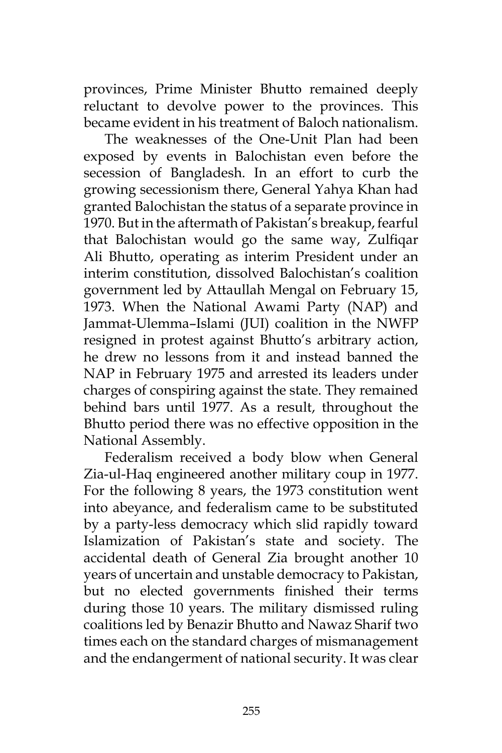provinces, Prime Minister Bhutto remained deeply reluctant to devolve power to the provinces. This became evident in his treatment of Baloch nationalism.

The weaknesses of the One-Unit Plan had been exposed by events in Balochistan even before the secession of Bangladesh. In an effort to curb the growing secessionism there, General Yahya Khan had granted Balochistan the status of a separate province in 1970. But in the aftermath of Pakistan's breakup, fearful that Balochistan would go the same way, Zulfiqar Ali Bhutto, operating as interim President under an interim constitution, dissolved Balochistan's coalition government led by Attaullah Mengal on February 15, 1973. When the National Awami Party (NAP) and Jammat-Ulemma–Islami (JUI) coalition in the NWFP resigned in protest against Bhutto's arbitrary action, he drew no lessons from it and instead banned the NAP in February 1975 and arrested its leaders under charges of conspiring against the state. They remained behind bars until 1977. As a result, throughout the Bhutto period there was no effective opposition in the National Assembly.

Federalism received a body blow when General Zia-ul-Haq engineered another military coup in 1977. For the following 8 years, the 1973 constitution went into abeyance, and federalism came to be substituted by a party-less democracy which slid rapidly toward Islamization of Pakistan's state and society. The accidental death of General Zia brought another 10 years of uncertain and unstable democracy to Pakistan, but no elected governments finished their terms during those 10 years. The military dismissed ruling coalitions led by Benazir Bhutto and Nawaz Sharif two times each on the standard charges of mismanagement and the endangerment of national security. It was clear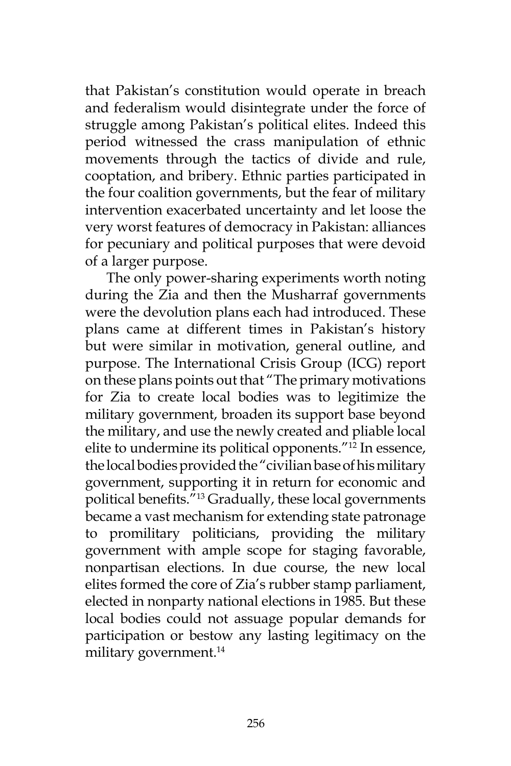that Pakistan's constitution would operate in breach and federalism would disintegrate under the force of struggle among Pakistan's political elites. Indeed this period witnessed the crass manipulation of ethnic movements through the tactics of divide and rule, cooptation, and bribery. Ethnic parties participated in the four coalition governments, but the fear of military intervention exacerbated uncertainty and let loose the very worst features of democracy in Pakistan: alliances for pecuniary and political purposes that were devoid of a larger purpose.

The only power-sharing experiments worth noting during the Zia and then the Musharraf governments were the devolution plans each had introduced. These plans came at different times in Pakistan's history but were similar in motivation, general outline, and purpose. The International Crisis Group (ICG) report on these plans points out that "The primary motivations for Zia to create local bodies was to legitimize the military government, broaden its support base beyond the military, and use the newly created and pliable local elite to undermine its political opponents."[12] In essence, the local bodies provided the "civilian base of his military government, supporting it in return for economic and political benefits."[13] Gradually, these local governments became a vast mechanism for extending state patronage to promilitary politicians, providing the military government with ample scope for staging favorable, nonpartisan elections. In due course, the new local elites formed the core of Zia's rubber stamp parliament, elected in nonparty national elections in 1985. But these local bodies could not assuage popular demands for participation or bestow any lasting legitimacy on the military government.[14]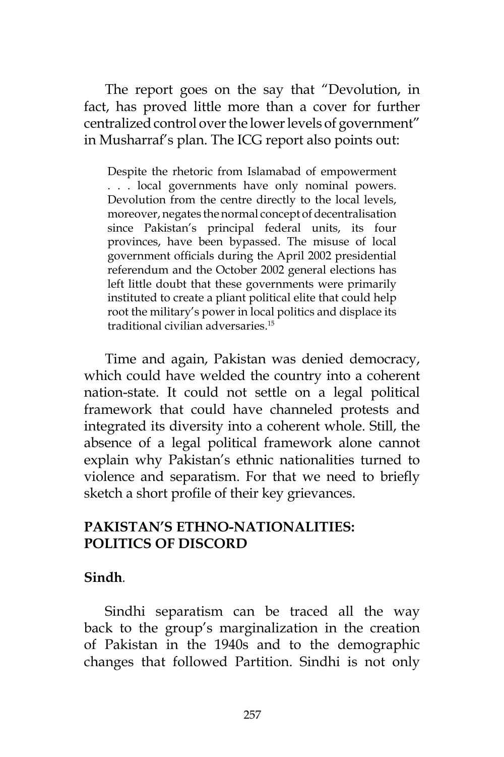The report goes on the say that "Devolution, in fact, has proved little more than a cover for further centralized control over the lower levels of government" in Musharraf's plan. The ICG report also points out:

> Despite the rhetoric from Islamabad of empowerment . . . local governments have only nominal powers. Devolution from the centre directly to the local levels, moreover, negates the normal concept of decentralisation since Pakistan's principal federal units, its four provinces, have been bypassed. The misuse of local government officials during the April 2002 presidential referendum and the October 2002 general elections has left little doubt that these governments were primarily instituted to create a pliant political elite that could help root the military's power in local politics and displace its traditional civilian adversaries.[15]

Time and again, Pakistan was denied democracy, which could have welded the country into a coherent nation-state. It could not settle on a legal political framework that could have channeled protests and integrated its diversity into a coherent whole. Still, the absence of a legal political framework alone cannot explain why Pakistan's ethnic nationalities turned to violence and separatism. For that we need to briefly sketch a short profile of their key grievances.

## PAKISTAN'S ETHNO-NATIONALITIES: POLITICS OF DISCORD

### Sindh.

Sindhi separatism can be traced all the way back to the group's marginalization in the creation of Pakistan in the 1940s and to the demographic changes that followed Partition. Sindhi is not only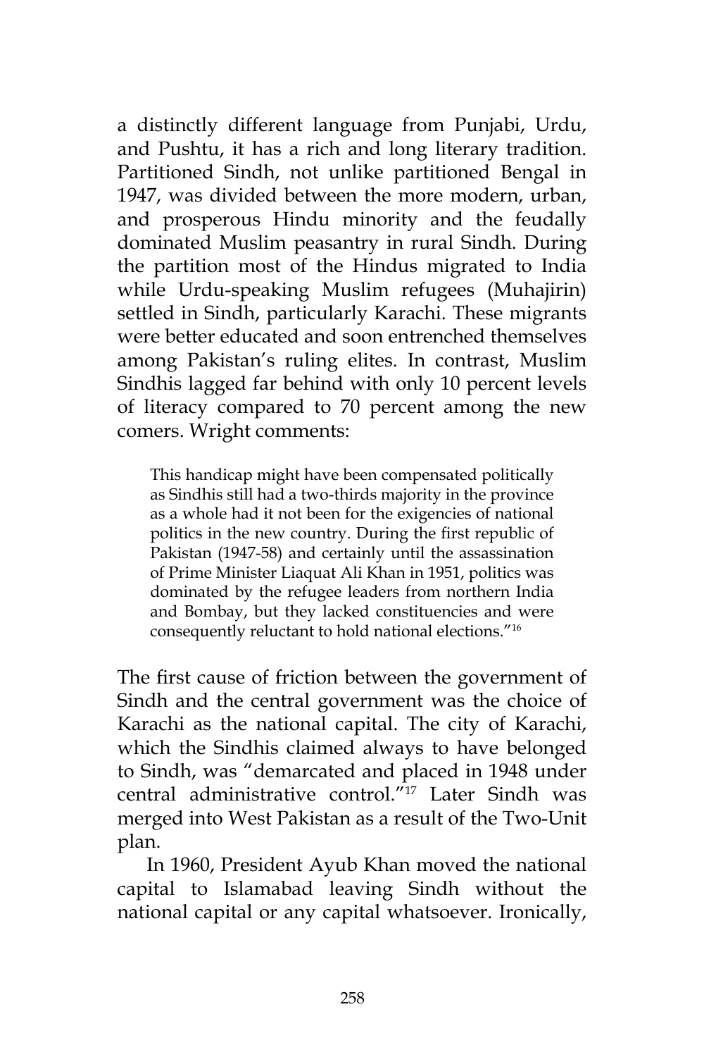a distinctly different language from Punjabi, Urdu, and Pushtu, it has a rich and long literary tradition. Partitioned Sindh, not unlike partitioned Bengal in 1947, was divided between the more modern, urban, and prosperous Hindu minority and the feudally dominated Muslim peasantry in rural Sindh. During the partition most of the Hindus migrated to India while Urdu-speaking Muslim refugees (Muhajirin) settled in Sindh, particularly Karachi. These migrants were better educated and soon entrenched themselves among Pakistan's ruling elites. In contrast, Muslim Sindhis lagged far behind with only 10 percent levels of literacy compared to 70 percent among the new comers. Wright comments:

> This handicap might have been compensated politically as Sindhis still had a two-thirds majority in the province as a whole had it not been for the exigencies of national politics in the new country. During the first republic of Pakistan (1947-58) and certainly until the assassination of Prime Minister Liaquat Ali Khan in 1951, politics was dominated by the refugee leaders from northern India and Bombay, but they lacked constituencies and were consequently reluctant to hold national elections."[16]

The first cause of friction between the government of Sindh and the central government was the choice of Karachi as the national capital. The city of Karachi, which the Sindhis claimed always to have belonged to Sindh, was "demarcated and placed in 1948 under central administrative control."[17] Later Sindh was merged into West Pakistan as a result of the Two-Unit plan.

In 1960, President Ayub Khan moved the national capital to Islamabad leaving Sindh without the national capital or any capital whatsoever. Ironically,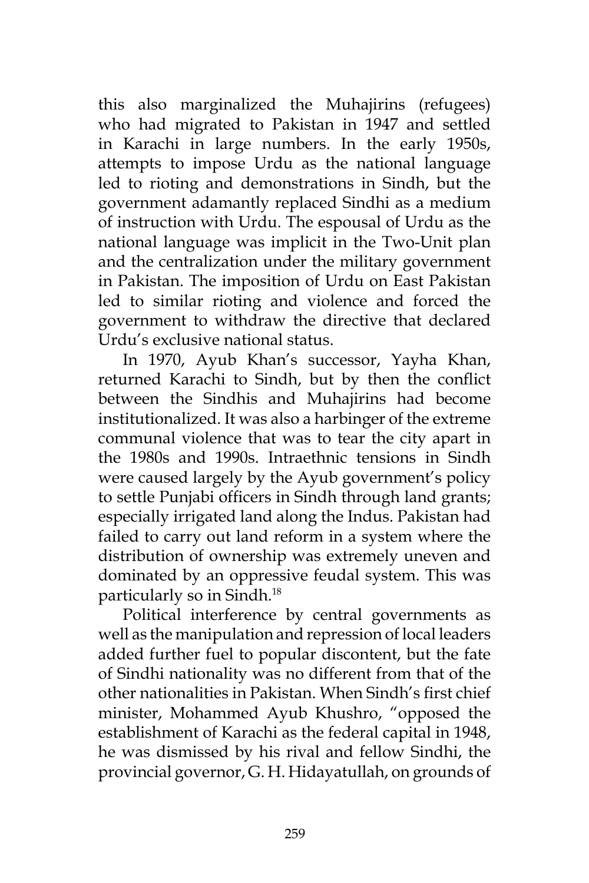this also marginalized the Muhajirins (refugees) who had migrated to Pakistan in 1947 and settled in Karachi in large numbers. In the early 1950s, attempts to impose Urdu as the national language led to rioting and demonstrations in Sindh, but the government adamantly replaced Sindhi as a medium of instruction with Urdu. The espousal of Urdu as the national language was implicit in the Two-Unit plan and the centralization under the military government in Pakistan. The imposition of Urdu on East Pakistan led to similar rioting and violence and forced the government to withdraw the directive that declared Urdu's exclusive national status.

In 1970, Ayub Khan's successor, Yayha Khan, returned Karachi to Sindh, but by then the conflict between the Sindhis and Muhajirins had become institutionalized. It was also a harbinger of the extreme communal violence that was to tear the city apart in the 1980s and 1990s. Intraethnic tensions in Sindh were caused largely by the Ayub government's policy to settle Punjabi officers in Sindh through land grants; especially irrigated land along the Indus. Pakistan had failed to carry out land reform in a system where the distribution of ownership was extremely uneven and dominated by an oppressive feudal system. This was particularly so in Sindh.[18]

Political interference by central governments as well as the manipulation and repression of local leaders added further fuel to popular discontent, but the fate of Sindhi nationality was no different from that of the other nationalities in Pakistan. When Sindh's first chief minister, Mohammed Ayub Khushro, "opposed the establishment of Karachi as the federal capital in 1948, he was dismissed by his rival and fellow Sindhi, the provincial governor, G. H. Hidayatullah, on grounds of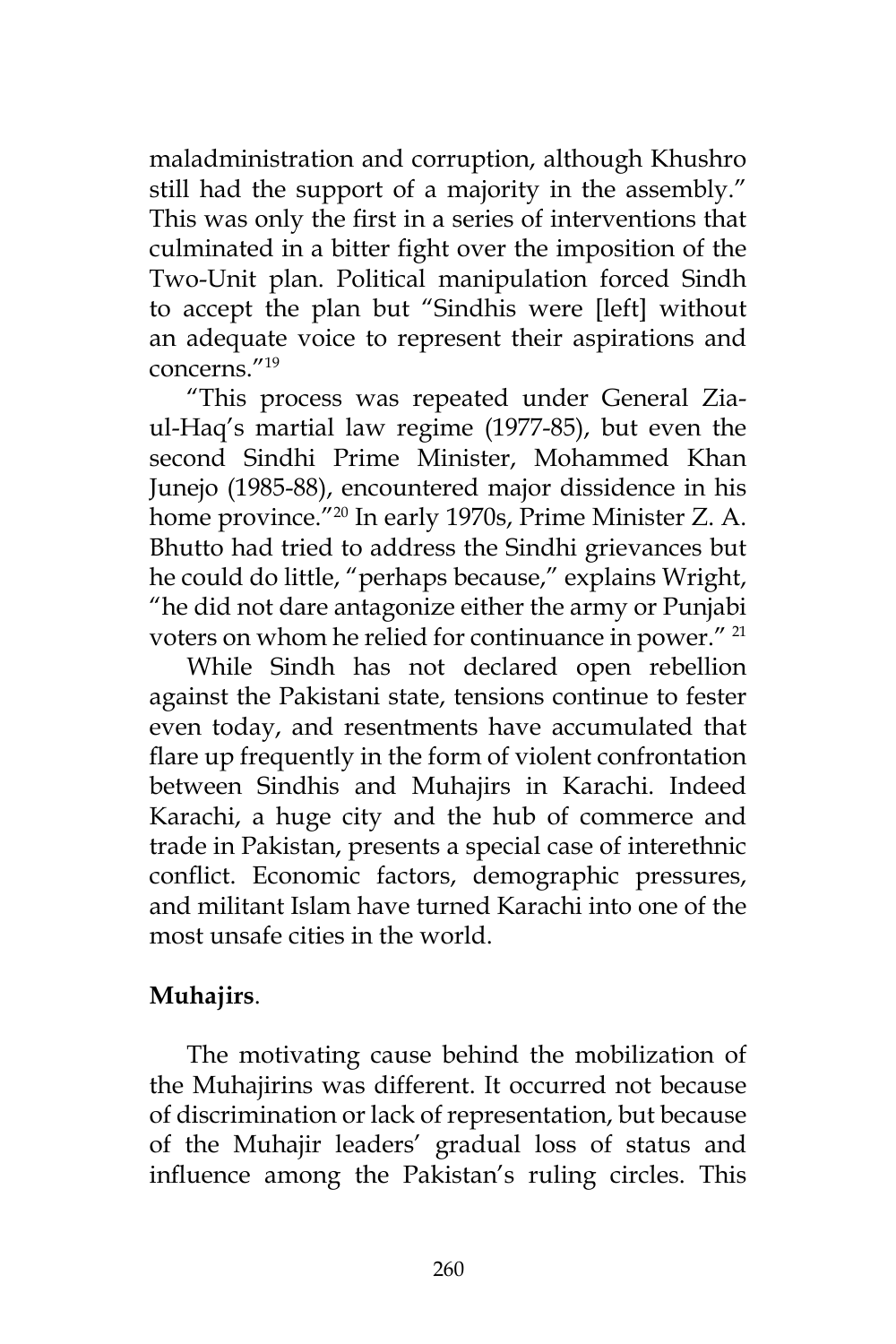maladministration and corruption, although Khushro still had the support of a majority in the assembly." This was only the first in a series of interventions that culminated in a bitter fight over the imposition of the Two-Unit plan. Political manipulation forced Sindh to accept the plan but "Sindhis were [left] without an adequate voice to represent their aspirations and concerns."[19]

"This process was repeated under General Zia-ul-Haq's martial law regime (1977-85), but even the second Sindhi Prime Minister, Mohammed Khan Junejo (1985-88), encountered major dissidence in his home province."[20] In early 1970s, Prime Minister Z. A. Bhutto had tried to address the Sindhi grievances but he could do little, "perhaps because," explains Wright, "he did not dare antagonize either the army or Punjabi voters on whom he relied for continuance in power." [21]

While Sindh has not declared open rebellion against the Pakistani state, tensions continue to fester even today, and resentments have accumulated that flare up frequently in the form of violent confrontation between Sindhis and Muhajirs in Karachi. Indeed Karachi, a huge city and the hub of commerce and trade in Pakistan, presents a special case of interethnic conflict. Economic factors, demographic pressures, and militant Islam have turned Karachi into one of the most unsafe cities in the world.

**Muhajirs**.

The motivating cause behind the mobilization of the Muhajirins was different. It occurred not because of discrimination or lack of representation, but because of the Muhajir leaders' gradual loss of status and influence among the Pakistan's ruling circles. This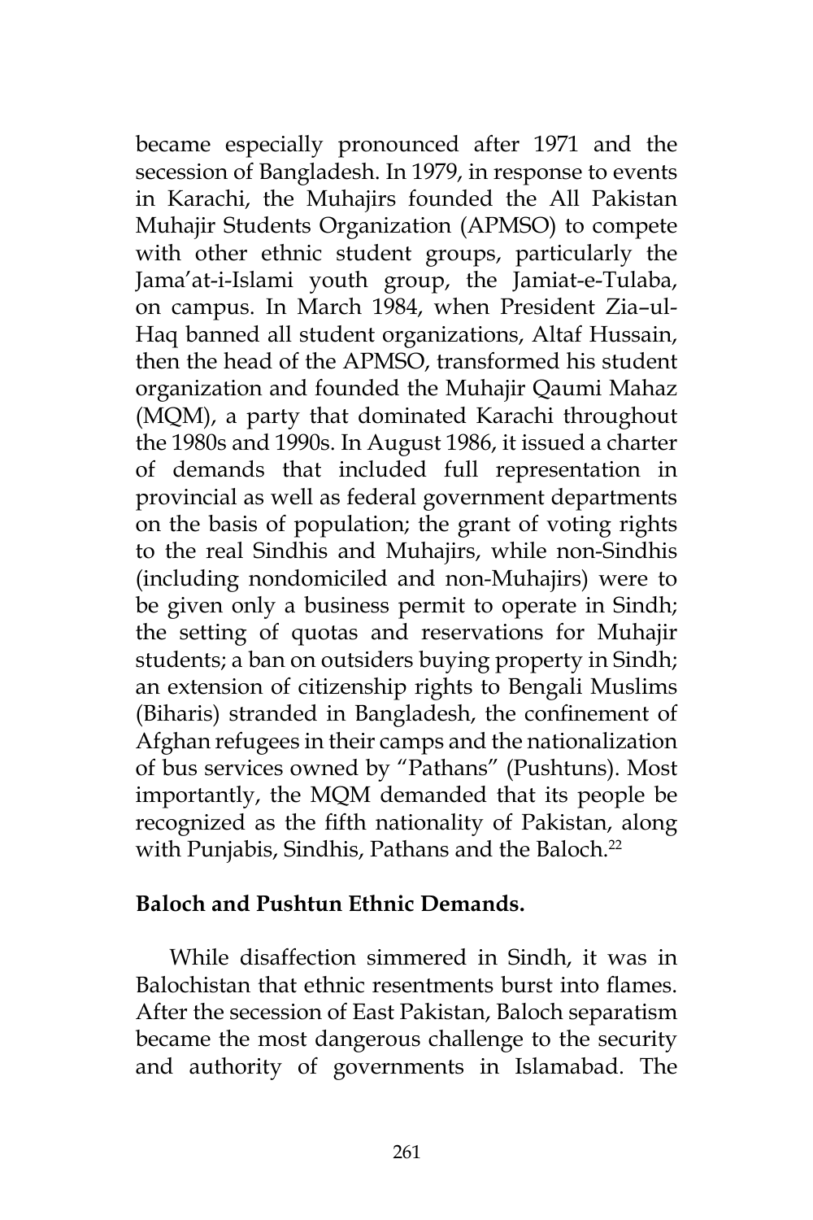became especially pronounced after 1971 and the secession of Bangladesh. In 1979, in response to events in Karachi, the Muhajirs founded the All Pakistan Muhajir Students Organization (APMSO) to compete with other ethnic student groups, particularly the Jama'at-i-Islami youth group, the Jamiat-e-Tulaba, on campus. In March 1984, when President Zia–ul-Haq banned all student organizations, Altaf Hussain, then the head of the APMSO, transformed his student organization and founded the Muhajir Qaumi Mahaz (MQM), a party that dominated Karachi throughout the 1980s and 1990s. In August 1986, it issued a charter of demands that included full representation in provincial as well as federal government departments on the basis of population; the grant of voting rights to the real Sindhis and Muhajirs, while non-Sindhis (including nondomiciled and non-Muhajirs) were to be given only a business permit to operate in Sindh; the setting of quotas and reservations for Muhajir students; a ban on outsiders buying property in Sindh; an extension of citizenship rights to Bengali Muslims (Biharis) stranded in Bangladesh, the confinement of Afghan refugees in their camps and the nationalization of bus services owned by "Pathans" (Pushtuns). Most importantly, the MQM demanded that its people be recognized as the fifth nationality of Pakistan, along with Punjabis, Sindhis, Pathans and the Baloch.[22]

**Baloch and Pushtun Ethnic Demands.**

While disaffection simmered in Sindh, it was in Balochistan that ethnic resentments burst into flames. After the secession of East Pakistan, Baloch separatism became the most dangerous challenge to the security and authority of governments in Islamabad. The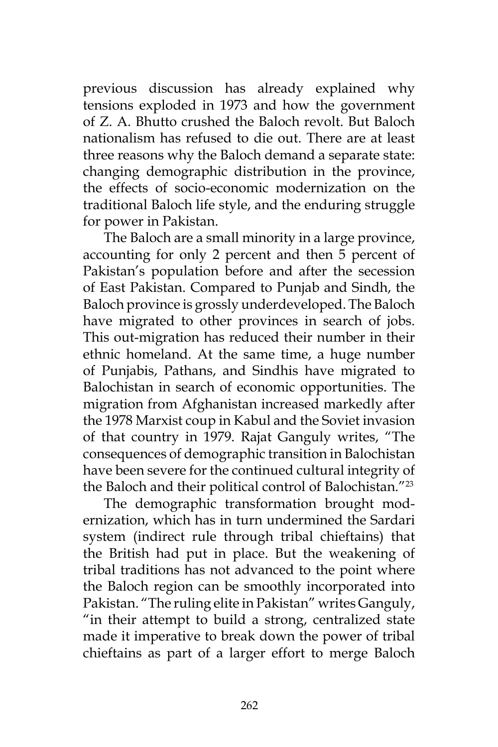previous discussion has already explained why tensions exploded in 1973 and how the government of Z. A. Bhutto crushed the Baloch revolt. But Baloch nationalism has refused to die out. There are at least three reasons why the Baloch demand a separate state: changing demographic distribution in the province, the effects of socio-economic modernization on the traditional Baloch life style, and the enduring struggle for power in Pakistan.

The Baloch are a small minority in a large province, accounting for only 2 percent and then 5 percent of Pakistan's population before and after the secession of East Pakistan. Compared to Punjab and Sindh, the Baloch province is grossly underdeveloped. The Baloch have migrated to other provinces in search of jobs. This out-migration has reduced their number in their ethnic homeland. At the same time, a huge number of Punjabis, Pathans, and Sindhis have migrated to Balochistan in search of economic opportunities. The migration from Afghanistan increased markedly after the 1978 Marxist coup in Kabul and the Soviet invasion of that country in 1979. Rajat Ganguly writes, "The consequences of demographic transition in Balochistan have been severe for the continued cultural integrity of the Baloch and their political control of Balochistan."[23]

The demographic transformation brought modernization, which has in turn undermined the Sardari system (indirect rule through tribal chieftains) that the British had put in place. But the weakening of tribal traditions has not advanced to the point where the Baloch region can be smoothly incorporated into Pakistan. "The ruling elite in Pakistan" writes Ganguly, "in their attempt to build a strong, centralized state made it imperative to break down the power of tribal chieftains as part of a larger effort to merge Baloch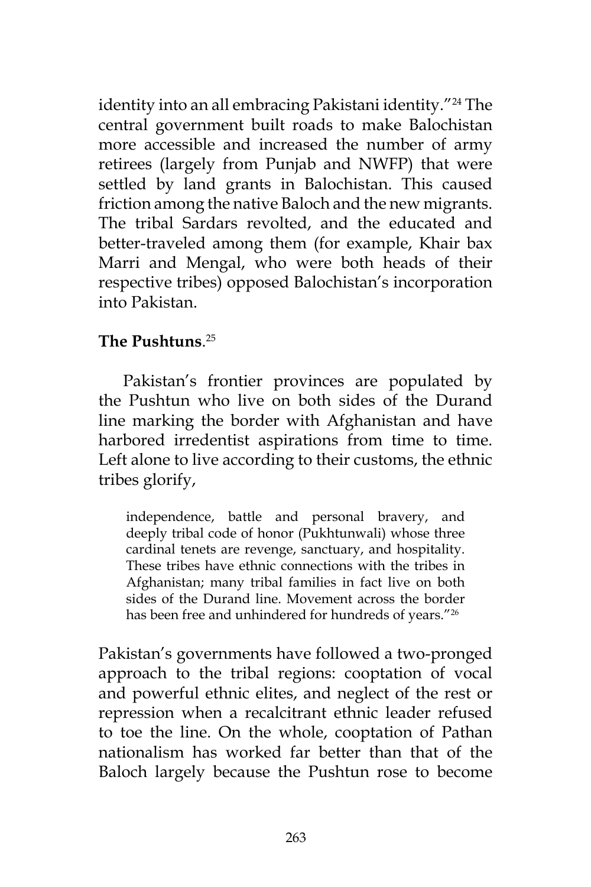identity into an all embracing Pakistani identity."[24] The central government built roads to make Balochistan more accessible and increased the number of army retirees (largely from Punjab and NWFP) that were settled by land grants in Balochistan. This caused friction among the native Baloch and the new migrants. The tribal Sardars revolted, and the educated and better-traveled among them (for example, Khair bax Marri and Mengal, who were both heads of their respective tribes) opposed Balochistan's incorporation into Pakistan.

**The Pushtuns**.[25]

Pakistan's frontier provinces are populated by the Pushtun who live on both sides of the Durand line marking the border with Afghanistan and have harbored irredentist aspirations from time to time. Left alone to live according to their customs, the ethnic tribes glorify,

> independence, battle and personal bravery, and deeply tribal code of honor (Pukhtunwali) whose three cardinal tenets are revenge, sanctuary, and hospitality. These tribes have ethnic connections with the tribes in Afghanistan; many tribal families in fact live on both sides of the Durand line. Movement across the border has been free and unhindered for hundreds of years."[26]

Pakistan's governments have followed a two-pronged approach to the tribal regions: cooptation of vocal and powerful ethnic elites, and neglect of the rest or repression when a recalcitrant ethnic leader refused to toe the line. On the whole, cooptation of Pathan nationalism has worked far better than that of the Baloch largely because the Pushtun rose to become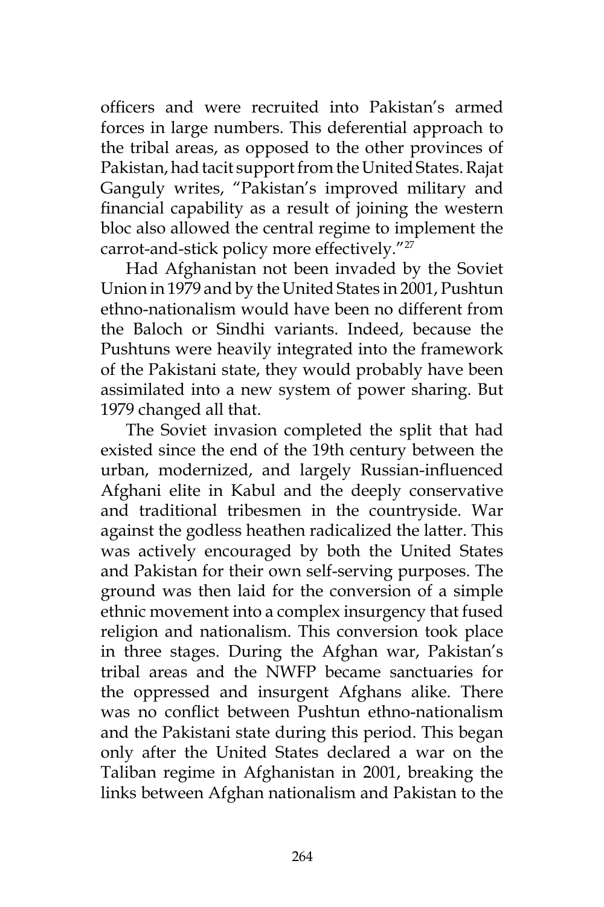officers and were recruited into Pakistan's armed forces in large numbers. This deferential approach to the tribal areas, as opposed to the other provinces of Pakistan, had tacit support from the United States. Rajat Ganguly writes, "Pakistan's improved military and financial capability as a result of joining the western bloc also allowed the central regime to implement the carrot-and-stick policy more effectively."[27]

Had Afghanistan not been invaded by the Soviet Union in 1979 and by the United States in 2001, Pushtun ethno-nationalism would have been no different from the Baloch or Sindhi variants. Indeed, because the Pushtuns were heavily integrated into the framework of the Pakistani state, they would probably have been assimilated into a new system of power sharing. But 1979 changed all that.

The Soviet invasion completed the split that had existed since the end of the 19th century between the urban, modernized, and largely Russian-influenced Afghani elite in Kabul and the deeply conservative and traditional tribesmen in the countryside. War against the godless heathen radicalized the latter. This was actively encouraged by both the United States and Pakistan for their own self-serving purposes. The ground was then laid for the conversion of a simple ethnic movement into a complex insurgency that fused religion and nationalism. This conversion took place in three stages. During the Afghan war, Pakistan's tribal areas and the NWFP became sanctuaries for the oppressed and insurgent Afghans alike. There was no conflict between Pushtun ethno-nationalism and the Pakistani state during this period. This began only after the United States declared a war on the Taliban regime in Afghanistan in 2001, breaking the links between Afghan nationalism and Pakistan to the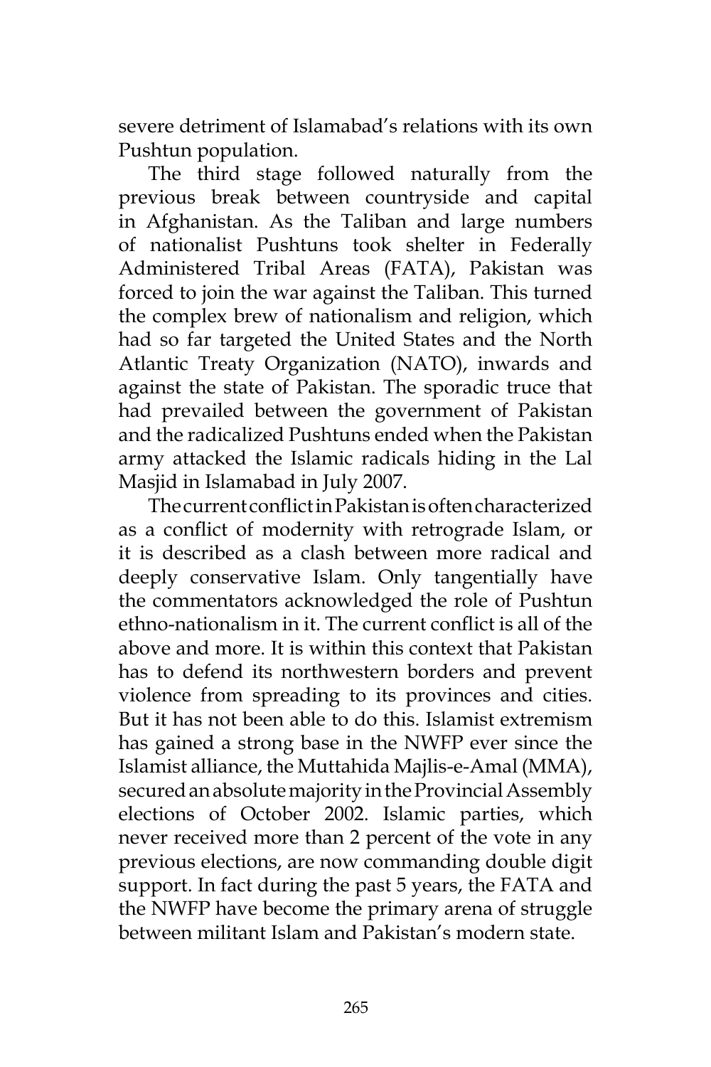severe detriment of Islamabad's relations with its own Pushtun population.

The third stage followed naturally from the previous break between countryside and capital in Afghanistan. As the Taliban and large numbers of nationalist Pushtuns took shelter in Federally Administered Tribal Areas (FATA), Pakistan was forced to join the war against the Taliban. This turned the complex brew of nationalism and religion, which had so far targeted the United States and the North Atlantic Treaty Organization (NATO), inwards and against the state of Pakistan. The sporadic truce that had prevailed between the government of Pakistan and the radicalized Pushtuns ended when the Pakistan army attacked the Islamic radicals hiding in the Lal Masjid in Islamabad in July 2007.

The current conflict in Pakistan is often characterized as a conflict of modernity with retrograde Islam, or it is described as a clash between more radical and deeply conservative Islam. Only tangentially have the commentators acknowledged the role of Pushtun ethno-nationalism in it. The current conflict is all of the above and more. It is within this context that Pakistan has to defend its northwestern borders and prevent violence from spreading to its provinces and cities. But it has not been able to do this. Islamist extremism has gained a strong base in the NWFP ever since the Islamist alliance, the Muttahida Majlis-e-Amal (MMA), secured an absolute majority in the Provincial Assembly elections of October 2002. Islamic parties, which never received more than 2 percent of the vote in any previous elections, are now commanding double digit support. In fact during the past 5 years, the FATA and the NWFP have become the primary arena of struggle between militant Islam and Pakistan's modern state.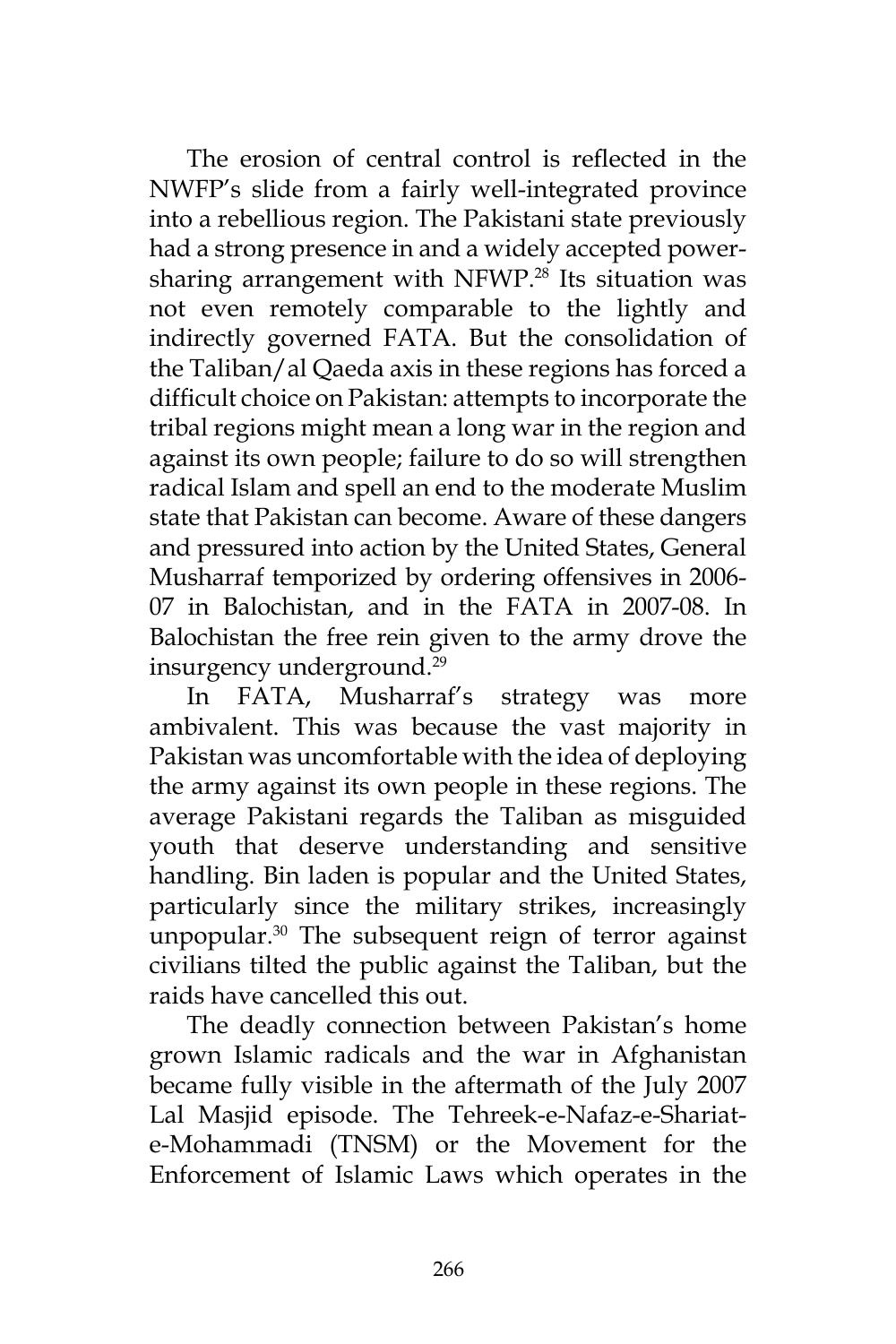The erosion of central control is reflected in the NWFP's slide from a fairly well-integrated province into a rebellious region. The Pakistani state previously had a strong presence in and a widely accepted power-sharing arrangement with NFWP.[28] Its situation was not even remotely comparable to the lightly and indirectly governed FATA. But the consolidation of the Taliban/al Qaeda axis in these regions has forced a difficult choice on Pakistan: attempts to incorporate the tribal regions might mean a long war in the region and against its own people; failure to do so will strengthen radical Islam and spell an end to the moderate Muslim state that Pakistan can become. Aware of these dangers and pressured into action by the United States, General Musharraf temporized by ordering offensives in 2006-07 in Balochistan, and in the FATA in 2007-08. In Balochistan the free rein given to the army drove the insurgency underground.[29]

In FATA, Musharraf's strategy was more ambivalent. This was because the vast majority in Pakistan was uncomfortable with the idea of deploying the army against its own people in these regions. The average Pakistani regards the Taliban as misguided youth that deserve understanding and sensitive handling. Bin laden is popular and the United States, particularly since the military strikes, increasingly unpopular.[30] The subsequent reign of terror against civilians tilted the public against the Taliban, but the raids have cancelled this out.

The deadly connection between Pakistan's home grown Islamic radicals and the war in Afghanistan became fully visible in the aftermath of the July 2007 Lal Masjid episode. The Tehreek-e-Nafaz-e-Shariat-e-Mohammadi (TNSM) or the Movement for the Enforcement of Islamic Laws which operates in the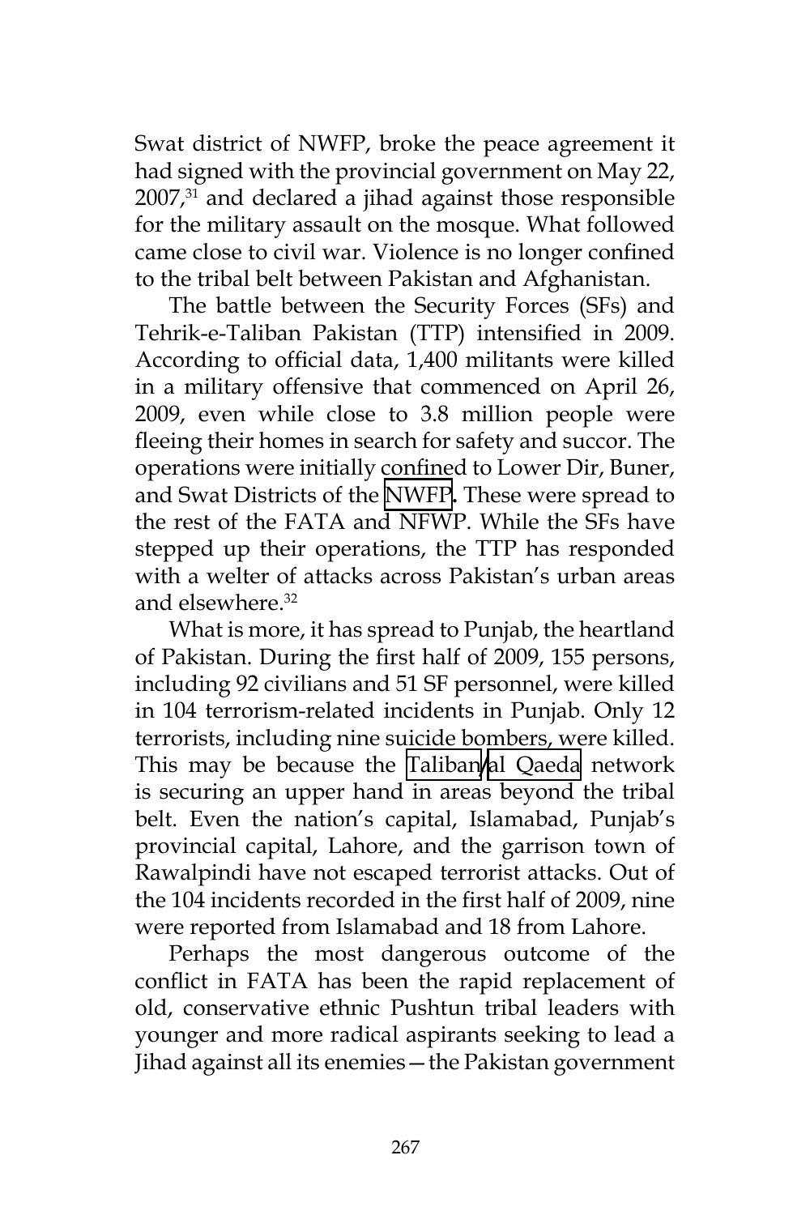Swat district of NWFP, broke the peace agreement it had signed with the provincial government on May 22, 2007,[31] and declared a jihad against those responsible for the military assault on the mosque. What followed came close to civil war. Violence is no longer confined to the tribal belt between Pakistan and Afghanistan.

The battle between the Security Forces (SFs) and Tehrik-e-Taliban Pakistan (TTP) intensified in 2009. According to official data, 1,400 militants were killed in a military offensive that commenced on April 26, 2009, even while close to 3.8 million people were fleeing their homes in search for safety and succor. The operations were initially confined to Lower Dir, Buner, and Swat Districts of the NWFP**.** These were spread to the rest of the FATA and NFWP. While the SFs have stepped up their operations, the TTP has responded with a welter of attacks across Pakistan's urban areas and elsewhere.[32]

What is more, it has spread to Punjab, the heartland of Pakistan. During the first half of 2009, 155 persons, including 92 civilians and 51 SF personnel, were killed in 104 terrorism-related incidents in Punjab. Only 12 terrorists, including nine suicide bombers, were killed. This may be because the Taliban/al Qaeda network is securing an upper hand in areas beyond the tribal belt. Even the nation's capital, Islamabad, Punjab's provincial capital, Lahore, and the garrison town of Rawalpindi have not escaped terrorist attacks. Out of the 104 incidents recorded in the first half of 2009, nine were reported from Islamabad and 18 from Lahore.

Perhaps the most dangerous outcome of the conflict in FATA has been the rapid replacement of old, conservative ethnic Pushtun tribal leaders with younger and more radical aspirants seeking to lead a Jihad against all its enemies—the Pakistan government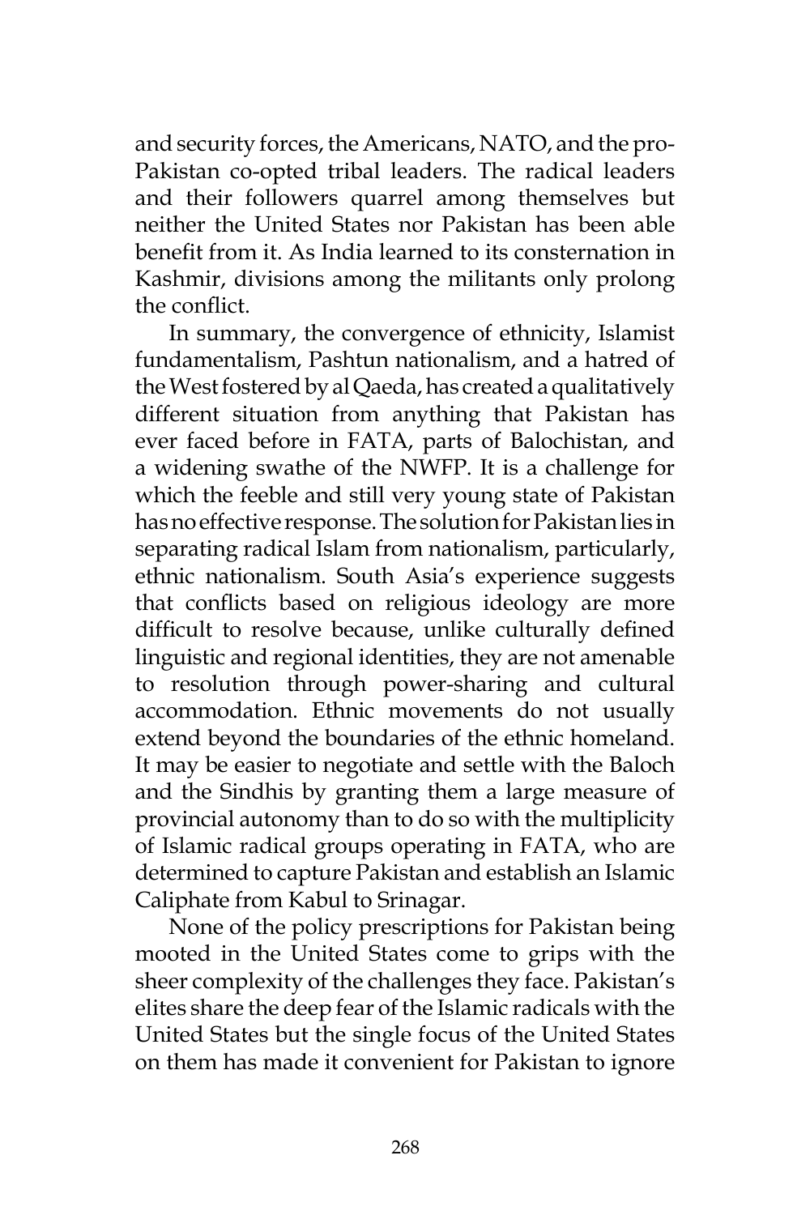and security forces, the Americans, NATO, and the pro-Pakistan co-opted tribal leaders. The radical leaders and their followers quarrel among themselves but neither the United States nor Pakistan has been able benefit from it. As India learned to its consternation in Kashmir, divisions among the militants only prolong the conflict.

In summary, the convergence of ethnicity, Islamist fundamentalism, Pashtun nationalism, and a hatred of the West fostered by al Qaeda, has created a qualitatively different situation from anything that Pakistan has ever faced before in FATA, parts of Balochistan, and a widening swathe of the NWFP. It is a challenge for which the feeble and still very young state of Pakistan has no effective response. The solution for Pakistan lies in separating radical Islam from nationalism, particularly, ethnic nationalism. South Asia's experience suggests that conflicts based on religious ideology are more difficult to resolve because, unlike culturally defined linguistic and regional identities, they are not amenable to resolution through power-sharing and cultural accommodation. Ethnic movements do not usually extend beyond the boundaries of the ethnic homeland. It may be easier to negotiate and settle with the Baloch and the Sindhis by granting them a large measure of provincial autonomy than to do so with the multiplicity of Islamic radical groups operating in FATA, who are determined to capture Pakistan and establish an Islamic Caliphate from Kabul to Srinagar.

None of the policy prescriptions for Pakistan being mooted in the United States come to grips with the sheer complexity of the challenges they face. Pakistan's elites share the deep fear of the Islamic radicals with the United States but the single focus of the United States on them has made it convenient for Pakistan to ignore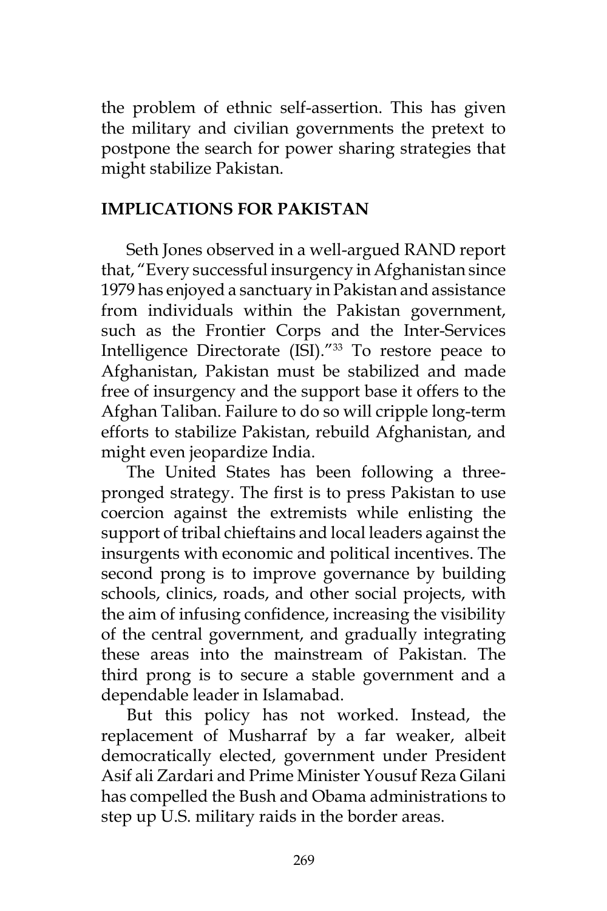the problem of ethnic self-assertion. This has given the military and civilian governments the pretext to postpone the search for power sharing strategies that might stabilize Pakistan.

## IMPLICATIONS FOR PAKISTAN

Seth Jones observed in a well-argued RAND report that, "Every successful insurgency in Afghanistan since 1979 has enjoyed a sanctuary in Pakistan and assistance from individuals within the Pakistan government, such as the Frontier Corps and the Inter-Services Intelligence Directorate (ISI)."[33] To restore peace to Afghanistan, Pakistan must be stabilized and made free of insurgency and the support base it offers to the Afghan Taliban. Failure to do so will cripple long-term efforts to stabilize Pakistan, rebuild Afghanistan, and might even jeopardize India.

The United States has been following a three-pronged strategy. The first is to press Pakistan to use coercion against the extremists while enlisting the support of tribal chieftains and local leaders against the insurgents with economic and political incentives. The second prong is to improve governance by building schools, clinics, roads, and other social projects, with the aim of infusing confidence, increasing the visibility of the central government, and gradually integrating these areas into the mainstream of Pakistan. The third prong is to secure a stable government and a dependable leader in Islamabad.

But this policy has not worked. Instead, the replacement of Musharraf by a far weaker, albeit democratically elected, government under President Asif ali Zardari and Prime Minister Yousuf Reza Gilani has compelled the Bush and Obama administrations to step up U.S. military raids in the border areas.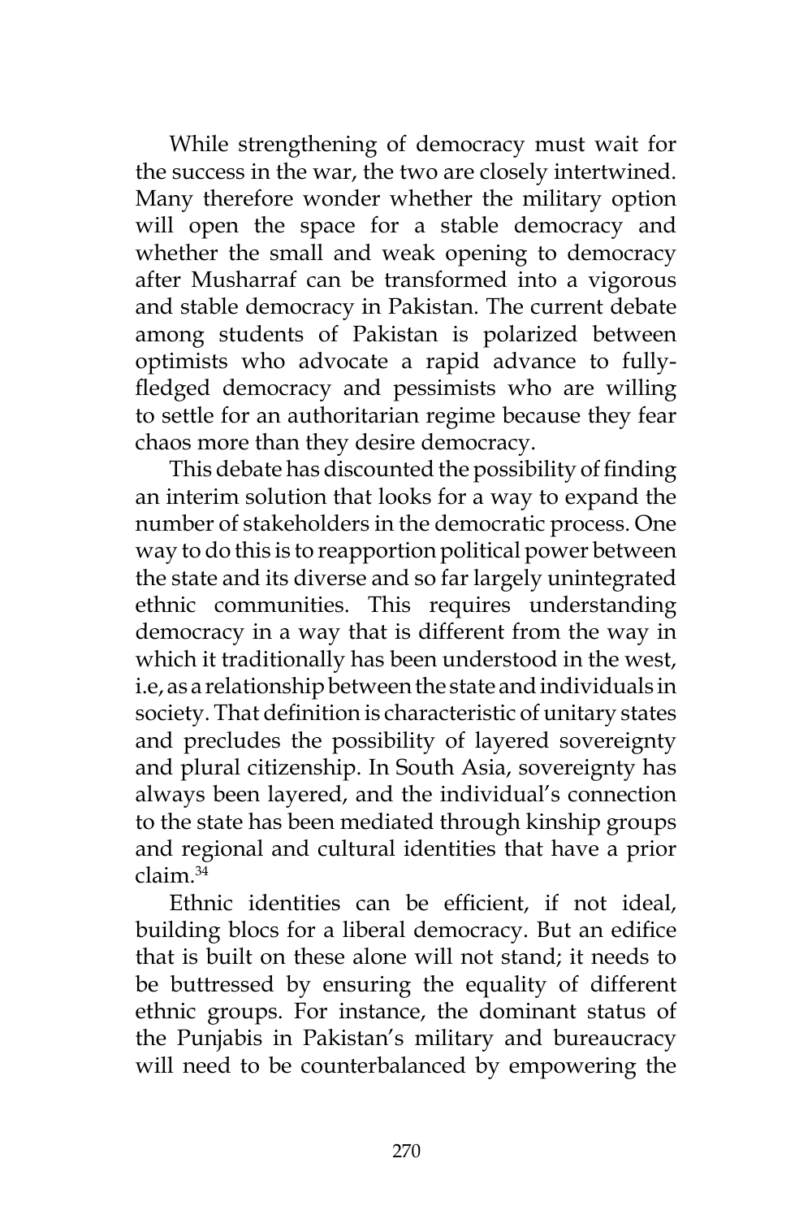While strengthening of democracy must wait for the success in the war, the two are closely intertwined. Many therefore wonder whether the military option will open the space for a stable democracy and whether the small and weak opening to democracy after Musharraf can be transformed into a vigorous and stable democracy in Pakistan. The current debate among students of Pakistan is polarized between optimists who advocate a rapid advance to fully-fledged democracy and pessimists who are willing to settle for an authoritarian regime because they fear chaos more than they desire democracy.

This debate has discounted the possibility of finding an interim solution that looks for a way to expand the number of stakeholders in the democratic process. One way to do this is to reapportion political power between the state and its diverse and so far largely unintegrated ethnic communities. This requires understanding democracy in a way that is different from the way in which it traditionally has been understood in the west, i.e, as a relationship between the state and individuals in society. That definition is characteristic of unitary states and precludes the possibility of layered sovereignty and plural citizenship. In South Asia, sovereignty has always been layered, and the individual's connection to the state has been mediated through kinship groups and regional and cultural identities that have a prior claim.[34]

Ethnic identities can be efficient, if not ideal, building blocs for a liberal democracy. But an edifice that is built on these alone will not stand; it needs to be buttressed by ensuring the equality of different ethnic groups. For instance, the dominant status of the Punjabis in Pakistan's military and bureaucracy will need to be counterbalanced by empowering the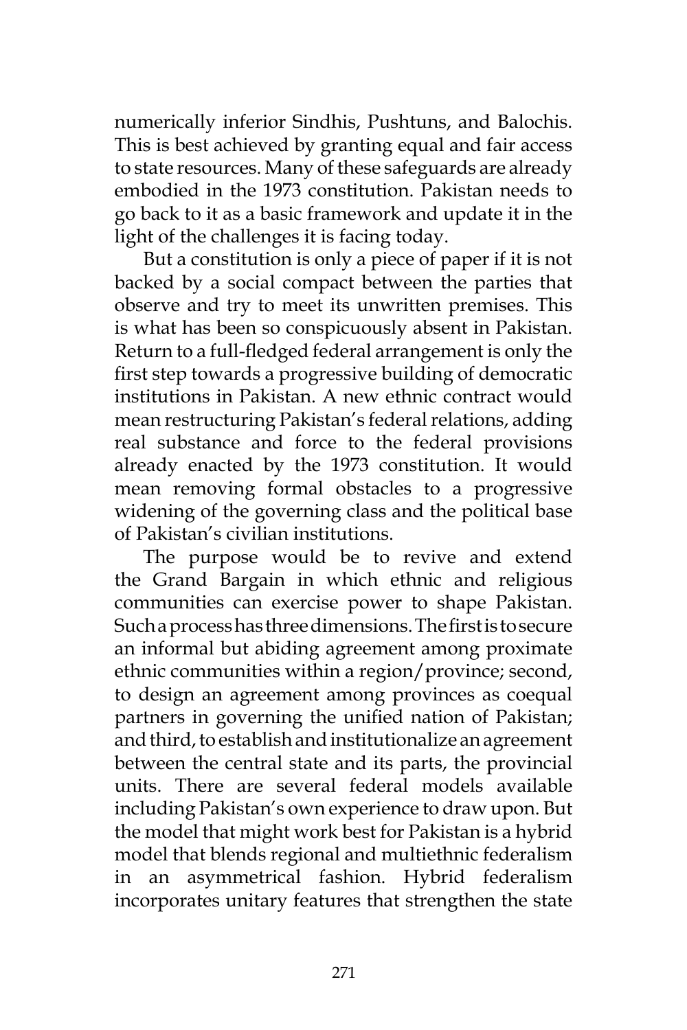numerically inferior Sindhis, Pushtuns, and Balochis. This is best achieved by granting equal and fair access to state resources. Many of these safeguards are already embodied in the 1973 constitution. Pakistan needs to go back to it as a basic framework and update it in the light of the challenges it is facing today.

But a constitution is only a piece of paper if it is not backed by a social compact between the parties that observe and try to meet its unwritten premises. This is what has been so conspicuously absent in Pakistan. Return to a full-fledged federal arrangement is only the first step towards a progressive building of democratic institutions in Pakistan. A new ethnic contract would mean restructuring Pakistan's federal relations, adding real substance and force to the federal provisions already enacted by the 1973 constitution. It would mean removing formal obstacles to a progressive widening of the governing class and the political base of Pakistan's civilian institutions.

The purpose would be to revive and extend the Grand Bargain in which ethnic and religious communities can exercise power to shape Pakistan. Such a process has three dimensions. The first is to secure an informal but abiding agreement among proximate ethnic communities within a region/province; second, to design an agreement among provinces as coequal partners in governing the unified nation of Pakistan; and third, to establish and institutionalize an agreement between the central state and its parts, the provincial units. There are several federal models available including Pakistan's own experience to draw upon. But the model that might work best for Pakistan is a hybrid model that blends regional and multiethnic federalism in an asymmetrical fashion. Hybrid federalism incorporates unitary features that strengthen the state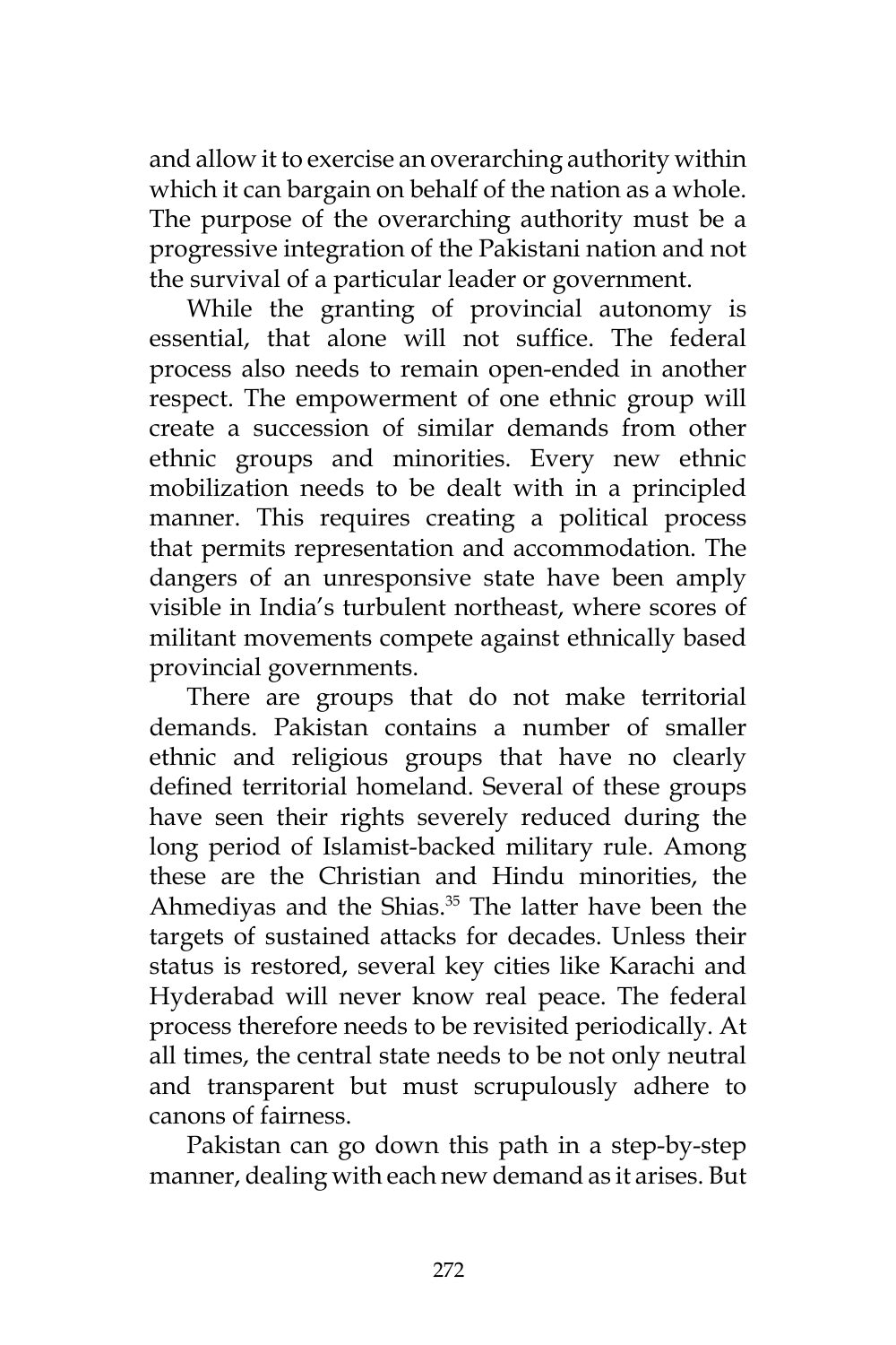and allow it to exercise an overarching authority within which it can bargain on behalf of the nation as a whole. The purpose of the overarching authority must be a progressive integration of the Pakistani nation and not the survival of a particular leader or government.

While the granting of provincial autonomy is essential, that alone will not suffice. The federal process also needs to remain open-ended in another respect. The empowerment of one ethnic group will create a succession of similar demands from other ethnic groups and minorities. Every new ethnic mobilization needs to be dealt with in a principled manner. This requires creating a political process that permits representation and accommodation. The dangers of an unresponsive state have been amply visible in India's turbulent northeast, where scores of militant movements compete against ethnically based provincial governments.

There are groups that do not make territorial demands. Pakistan contains a number of smaller ethnic and religious groups that have no clearly defined territorial homeland. Several of these groups have seen their rights severely reduced during the long period of Islamist-backed military rule. Among these are the Christian and Hindu minorities, the Ahmediyas and the Shias.[35] The latter have been the targets of sustained attacks for decades. Unless their status is restored, several key cities like Karachi and Hyderabad will never know real peace. The federal process therefore needs to be revisited periodically. At all times, the central state needs to be not only neutral and transparent but must scrupulously adhere to canons of fairness.

Pakistan can go down this path in a step-by-step manner, dealing with each new demand as it arises. But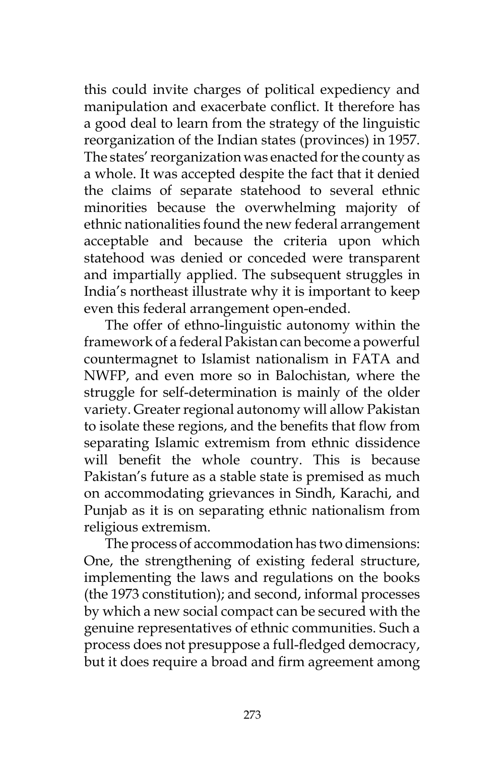this could invite charges of political expediency and manipulation and exacerbate conflict. It therefore has a good deal to learn from the strategy of the linguistic reorganization of the Indian states (provinces) in 1957. The states' reorganization was enacted for the county as a whole. It was accepted despite the fact that it denied the claims of separate statehood to several ethnic minorities because the overwhelming majority of ethnic nationalities found the new federal arrangement acceptable and because the criteria upon which statehood was denied or conceded were transparent and impartially applied. The subsequent struggles in India's northeast illustrate why it is important to keep even this federal arrangement open-ended.

The offer of ethno-linguistic autonomy within the framework of a federal Pakistan can become a powerful countermagnet to Islamist nationalism in FATA and NWFP, and even more so in Balochistan, where the struggle for self-determination is mainly of the older variety. Greater regional autonomy will allow Pakistan to isolate these regions, and the benefits that flow from separating Islamic extremism from ethnic dissidence will benefit the whole country. This is because Pakistan's future as a stable state is premised as much on accommodating grievances in Sindh, Karachi, and Punjab as it is on separating ethnic nationalism from religious extremism.

The process of accommodation has two dimensions: One, the strengthening of existing federal structure, implementing the laws and regulations on the books (the 1973 constitution); and second, informal processes by which a new social compact can be secured with the genuine representatives of ethnic communities. Such a process does not presuppose a full-fledged democracy, but it does require a broad and firm agreement among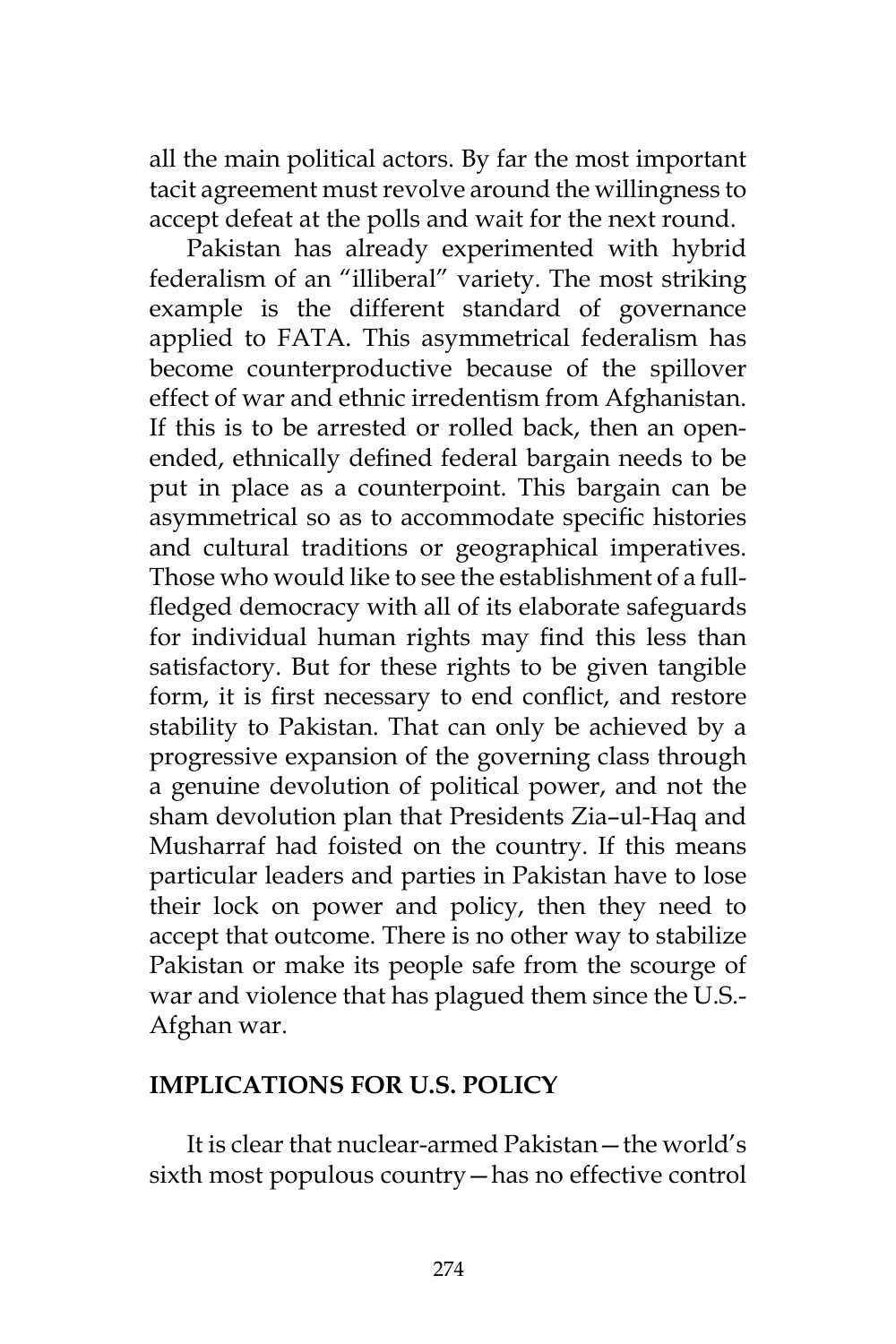all the main political actors. By far the most important tacit agreement must revolve around the willingness to accept defeat at the polls and wait for the next round.

Pakistan has already experimented with hybrid federalism of an "illiberal" variety. The most striking example is the different standard of governance applied to FATA. This asymmetrical federalism has become counterproductive because of the spillover effect of war and ethnic irredentism from Afghanistan. If this is to be arrested or rolled back, then an open-ended, ethnically defined federal bargain needs to be put in place as a counterpoint. This bargain can be asymmetrical so as to accommodate specific histories and cultural traditions or geographical imperatives. Those who would like to see the establishment of a full-fledged democracy with all of its elaborate safeguards for individual human rights may find this less than satisfactory. But for these rights to be given tangible form, it is first necessary to end conflict, and restore stability to Pakistan. That can only be achieved by a progressive expansion of the governing class through a genuine devolution of political power, and not the sham devolution plan that Presidents Zia–ul-Haq and Musharraf had foisted on the country. If this means particular leaders and parties in Pakistan have to lose their lock on power and policy, then they need to accept that outcome. There is no other way to stabilize Pakistan or make its people safe from the scourge of war and violence that has plagued them since the U.S.-Afghan war.

## IMPLICATIONS FOR U.S. POLICY

It is clear that nuclear-armed Pakistan—the world's sixth most populous country—has no effective control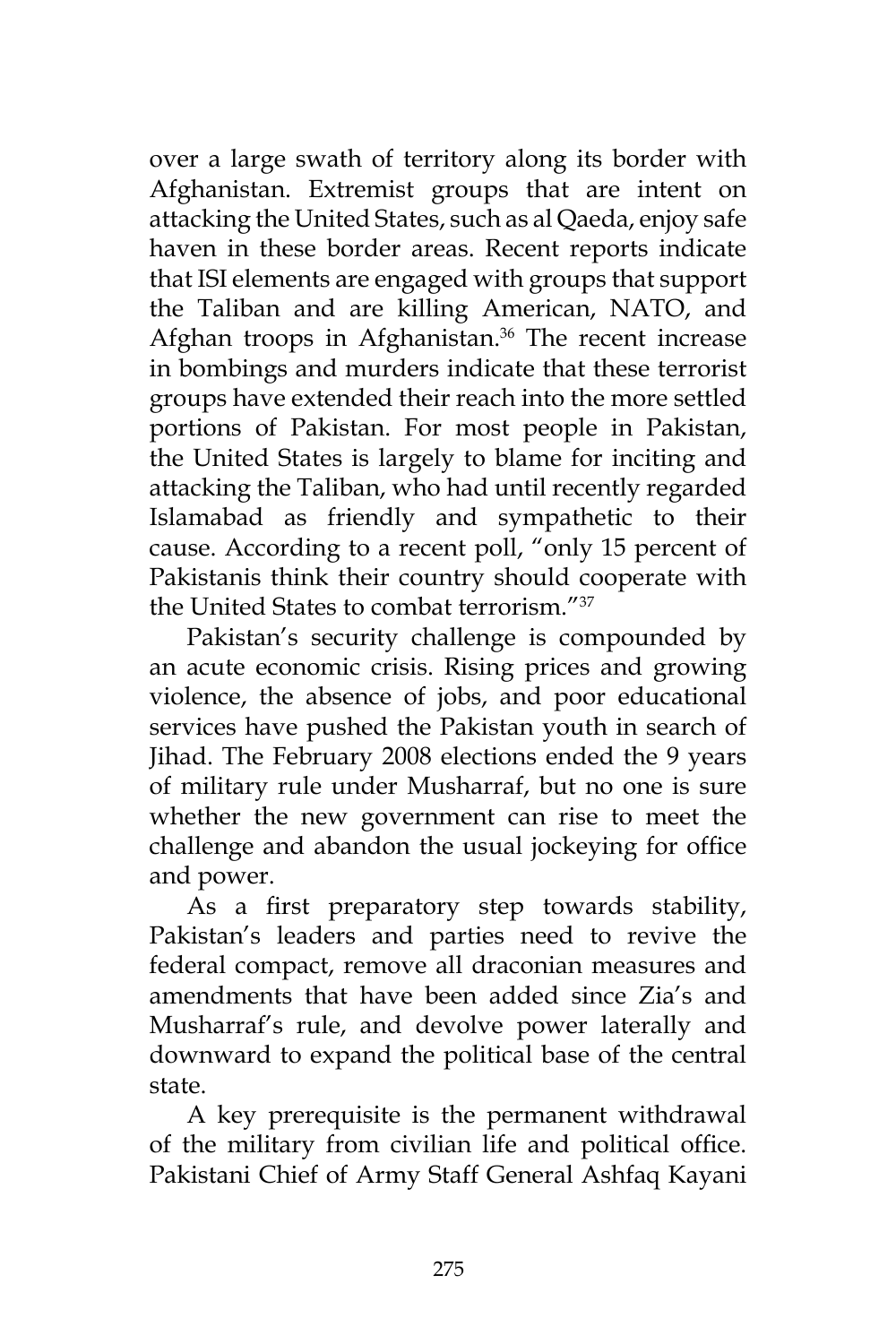over a large swath of territory along its border with Afghanistan. Extremist groups that are intent on attacking the United States, such as al Qaeda, enjoy safe haven in these border areas. Recent reports indicate that ISI elements are engaged with groups that support the Taliban and are killing American, NATO, and Afghan troops in Afghanistan.[36] The recent increase in bombings and murders indicate that these terrorist groups have extended their reach into the more settled portions of Pakistan. For most people in Pakistan, the United States is largely to blame for inciting and attacking the Taliban, who had until recently regarded Islamabad as friendly and sympathetic to their cause. According to a recent poll, "only 15 percent of Pakistanis think their country should cooperate with the United States to combat terrorism."[37]

Pakistan's security challenge is compounded by an acute economic crisis. Rising prices and growing violence, the absence of jobs, and poor educational services have pushed the Pakistan youth in search of Jihad. The February 2008 elections ended the 9 years of military rule under Musharraf, but no one is sure whether the new government can rise to meet the challenge and abandon the usual jockeying for office and power.

As a first preparatory step towards stability, Pakistan's leaders and parties need to revive the federal compact, remove all draconian measures and amendments that have been added since Zia's and Musharraf's rule, and devolve power laterally and downward to expand the political base of the central state.

A key prerequisite is the permanent withdrawal of the military from civilian life and political office. Pakistani Chief of Army Staff General Ashfaq Kayani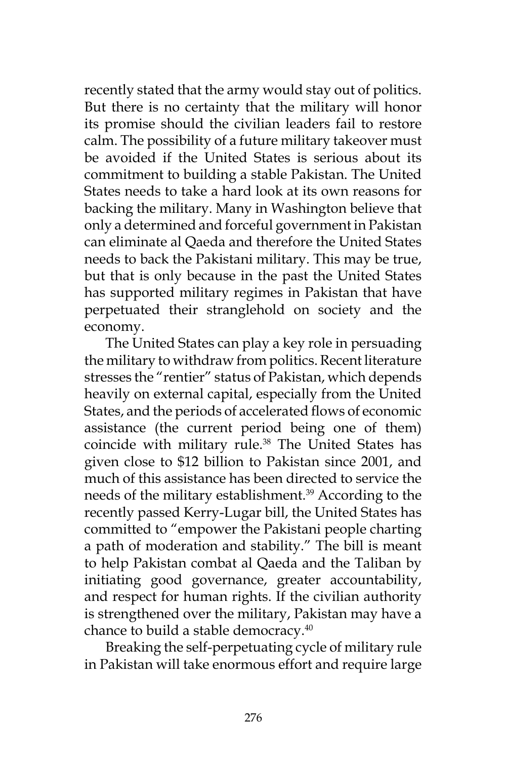recently stated that the army would stay out of politics. But there is no certainty that the military will honor its promise should the civilian leaders fail to restore calm. The possibility of a future military takeover must be avoided if the United States is serious about its commitment to building a stable Pakistan. The United States needs to take a hard look at its own reasons for backing the military. Many in Washington believe that only a determined and forceful government in Pakistan can eliminate al Qaeda and therefore the United States needs to back the Pakistani military. This may be true, but that is only because in the past the United States has supported military regimes in Pakistan that have perpetuated their stranglehold on society and the economy.

The United States can play a key role in persuading the military to withdraw from politics. Recent literature stresses the "rentier" status of Pakistan, which depends heavily on external capital, especially from the United States, and the periods of accelerated flows of economic assistance (the current period being one of them) coincide with military rule.[38] The United States has given close to $12 billion to Pakistan since 2001, and much of this assistance has been directed to service the needs of the military establishment.[39] According to the recently passed Kerry-Lugar bill, the United States has committed to "empower the Pakistani people charting a path of moderation and stability." The bill is meant to help Pakistan combat al Qaeda and the Taliban by initiating good governance, greater accountability, and respect for human rights. If the civilian authority is strengthened over the military, Pakistan may have a chance to build a stable democracy.[40]

Breaking the self-perpetuating cycle of military rule in Pakistan will take enormous effort and require large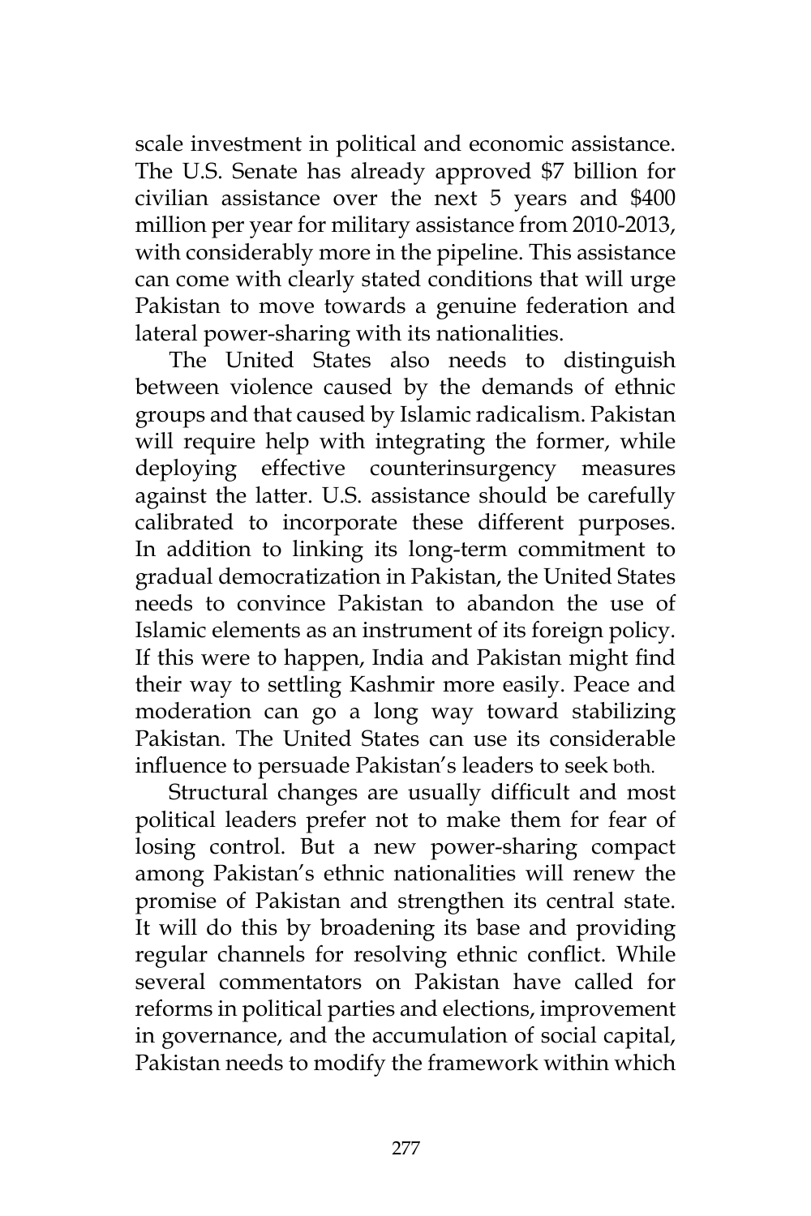scale investment in political and economic assistance. The U.S. Senate has already approved $7 billion for civilian assistance over the next 5 years and $400 million per year for military assistance from 2010-2013, with considerably more in the pipeline. This assistance can come with clearly stated conditions that will urge Pakistan to move towards a genuine federation and lateral power-sharing with its nationalities.

The United States also needs to distinguish between violence caused by the demands of ethnic groups and that caused by Islamic radicalism. Pakistan will require help with integrating the former, while deploying effective counterinsurgency measures against the latter. U.S. assistance should be carefully calibrated to incorporate these different purposes. In addition to linking its long-term commitment to gradual democratization in Pakistan, the United States needs to convince Pakistan to abandon the use of Islamic elements as an instrument of its foreign policy. If this were to happen, India and Pakistan might find their way to settling Kashmir more easily. Peace and moderation can go a long way toward stabilizing Pakistan. The United States can use its considerable influence to persuade Pakistan's leaders to seek both.

Structural changes are usually difficult and most political leaders prefer not to make them for fear of losing control. But a new power-sharing compact among Pakistan's ethnic nationalities will renew the promise of Pakistan and strengthen its central state. It will do this by broadening its base and providing regular channels for resolving ethnic conflict. While several commentators on Pakistan have called for reforms in political parties and elections, improvement in governance, and the accumulation of social capital, Pakistan needs to modify the framework within which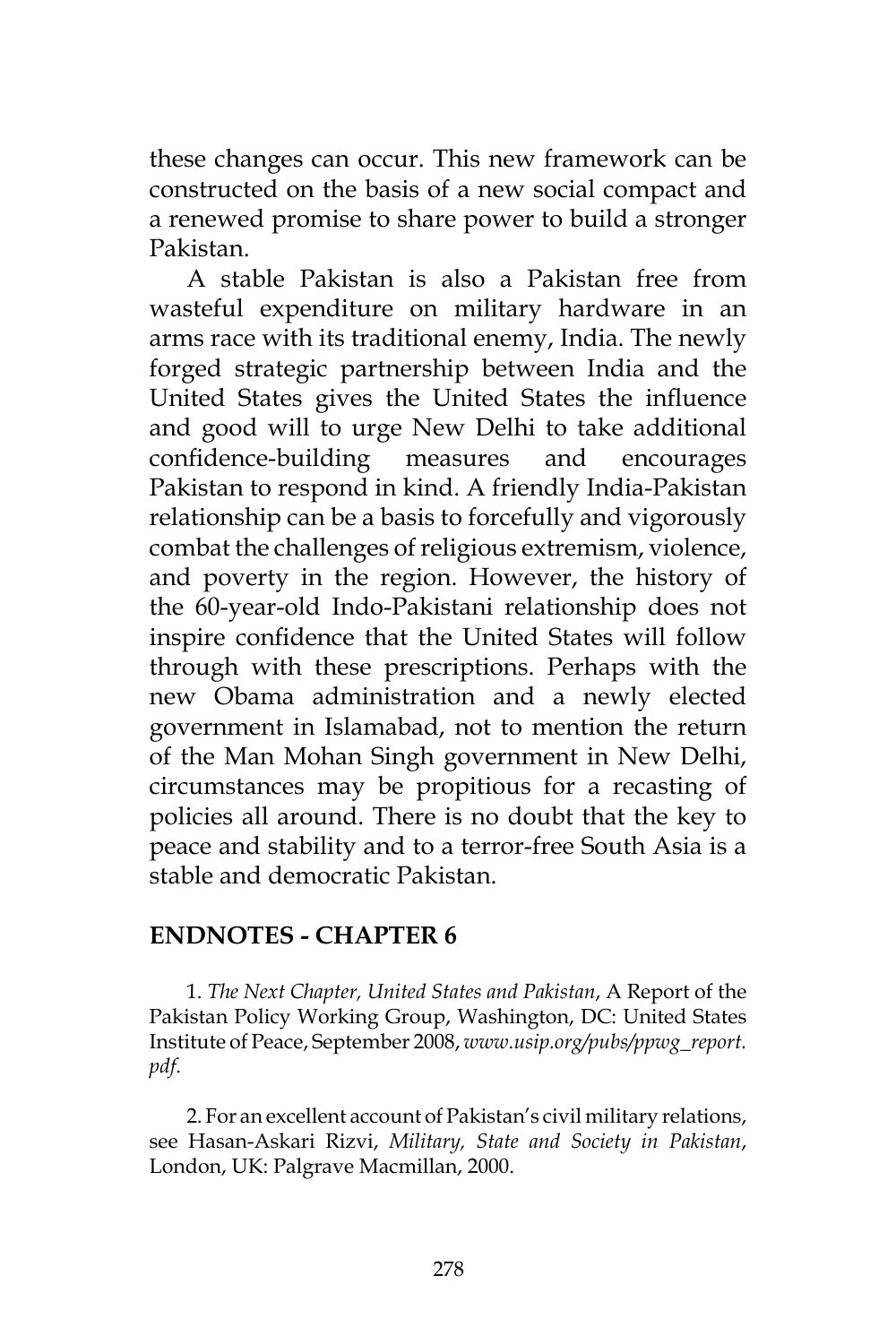these changes can occur. This new framework can be constructed on the basis of a new social compact and a renewed promise to share power to build a stronger Pakistan.

A stable Pakistan is also a Pakistan free from wasteful expenditure on military hardware in an arms race with its traditional enemy, India. The newly forged strategic partnership between India and the United States gives the United States the influence and good will to urge New Delhi to take additional confidence-building measures and encourages Pakistan to respond in kind. A friendly India-Pakistan relationship can be a basis to forcefully and vigorously combat the challenges of religious extremism, violence, and poverty in the region. However, the history of the 60-year-old Indo-Pakistani relationship does not inspire confidence that the United States will follow through with these prescriptions. Perhaps with the new Obama administration and a newly elected government in Islamabad, not to mention the return of the Man Mohan Singh government in New Delhi, circumstances may be propitious for a recasting of policies all around. There is no doubt that the key to peace and stability and to a terror-free South Asia is a stable and democratic Pakistan.

## ENDNOTES - CHAPTER 6

1. *The Next Chapter, United States and Pakistan*, A Report of the Pakistan Policy Working Group, Washington, DC: United States Institute of Peace, September 2008, *www.usip.org/pubs/ppwg_report.pdf*.

2. For an excellent account of Pakistan's civil military relations, see Hasan-Askari Rizvi, *Military, State and Society in Pakistan*, London, UK: Palgrave Macmillan, 2000.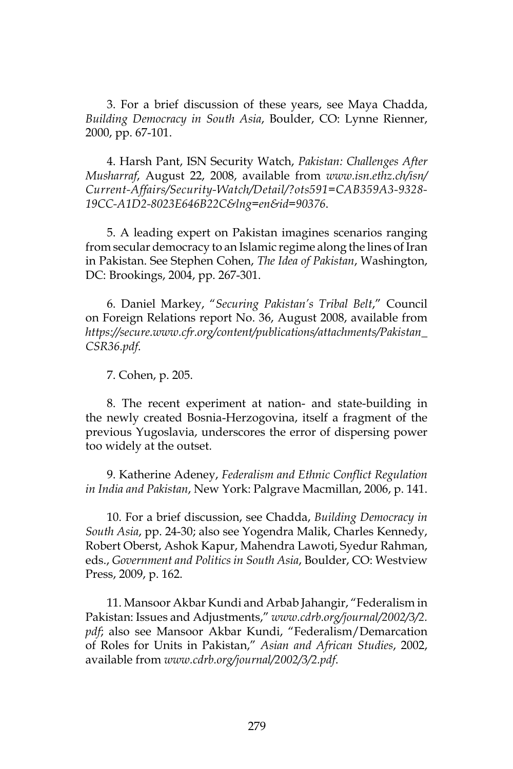3. For a brief discussion of these years, see Maya Chadda, *Building Democracy in South Asia*, Boulder, CO: Lynne Rienner, 2000, pp. 67-101.

4. Harsh Pant, ISN Security Watch, *Pakistan: Challenges After Musharraf*, August 22, 2008, available from *www.isn.ethz.ch/isn/Current-Affairs/Security-Watch/Detail/?ots591=CAB359A3-9328-19CC-A1D2-8023E646B22C&lng=en&id=90376*.

5. A leading expert on Pakistan imagines scenarios ranging from secular democracy to an Islamic regime along the lines of Iran in Pakistan. See Stephen Cohen, *The Idea of Pakistan*, Washington, DC: Brookings, 2004, pp. 267-301.

6. Daniel Markey, "*Securing Pakistan's Tribal Belt*," Council on Foreign Relations report No. 36, August 2008, available from *https://secure.www.cfr.org/content/publications/attachments/Pakistan_CSR36.pdf*.

7. Cohen, p. 205.

8. The recent experiment at nation- and state-building in the newly created Bosnia-Herzogovina, itself a fragment of the previous Yugoslavia, underscores the error of dispersing power too widely at the outset.

9. Katherine Adeney, *Federalism and Ethnic Conflict Regulation in India and Pakistan*, New York: Palgrave Macmillan, 2006, p. 141.

10. For a brief discussion, see Chadda, *Building Democracy in South Asia*, pp. 24-30; also see Yogendra Malik, Charles Kennedy, Robert Oberst, Ashok Kapur, Mahendra Lawoti, Syedur Rahman, eds., *Government and Politics in South Asia*, Boulder, CO: Westview Press, 2009, p. 162.

11. Mansoor Akbar Kundi and Arbab Jahangir, "Federalism in Pakistan: Issues and Adjustments," *www.cdrb.org/journal/2002/3/2.pdf*; also see Mansoor Akbar Kundi, "Federalism/Demarcation of Roles for Units in Pakistan," *Asian and African Studies*, 2002, available from *www.cdrb.org/journal/2002/3/2.pdf*.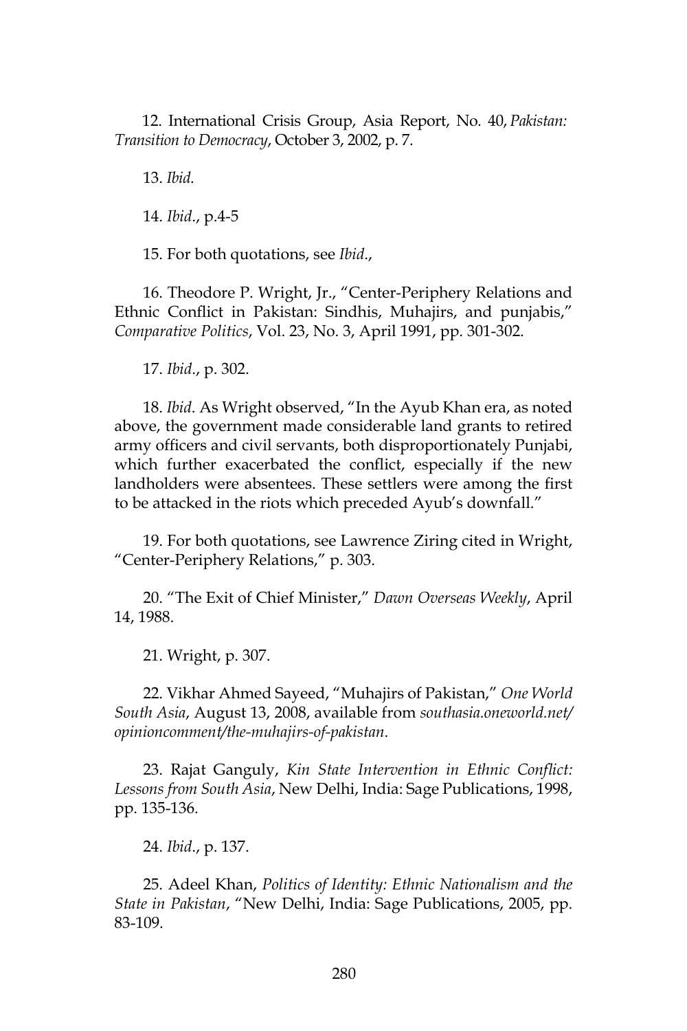12. International Crisis Group, Asia Report, No. 40, *Pakistan: Transition to Democracy*, October 3, 2002, p. 7.

13. *Ibid*.

14. *Ibid*., p.4-5

15. For both quotations, see *Ibid*.,

16. Theodore P. Wright, Jr., "Center-Periphery Relations and Ethnic Conflict in Pakistan: Sindhis, Muhajirs, and punjabis," *Comparative Politics*, Vol. 23, No. 3, April 1991, pp. 301-302.

17. *Ibid*., p. 302.

18. *Ibid*. As Wright observed, "In the Ayub Khan era, as noted above, the government made considerable land grants to retired army officers and civil servants, both disproportionately Punjabi, which further exacerbated the conflict, especially if the new landholders were absentees. These settlers were among the first to be attacked in the riots which preceded Ayub's downfall."

19. For both quotations, see Lawrence Ziring cited in Wright, "Center-Periphery Relations," p. 303.

20. "The Exit of Chief Minister," *Dawn Overseas Weekly*, April 14, 1988.

21. Wright, p. 307.

22. Vikhar Ahmed Sayeed, "Muhajirs of Pakistan," *One World South Asia*, August 13, 2008, available from *southasia.oneworld.net/opinioncomment/the-muhajirs-of-pakistan*.

23. Rajat Ganguly, *Kin State Intervention in Ethnic Conflict: Lessons from South Asia*, New Delhi, India: Sage Publications, 1998, pp. 135-136.

24. *Ibid*., p. 137.

25. Adeel Khan, *Politics of Identity: Ethnic Nationalism and the State in Pakistan*, "New Delhi, India: Sage Publications, 2005, pp. 83-109.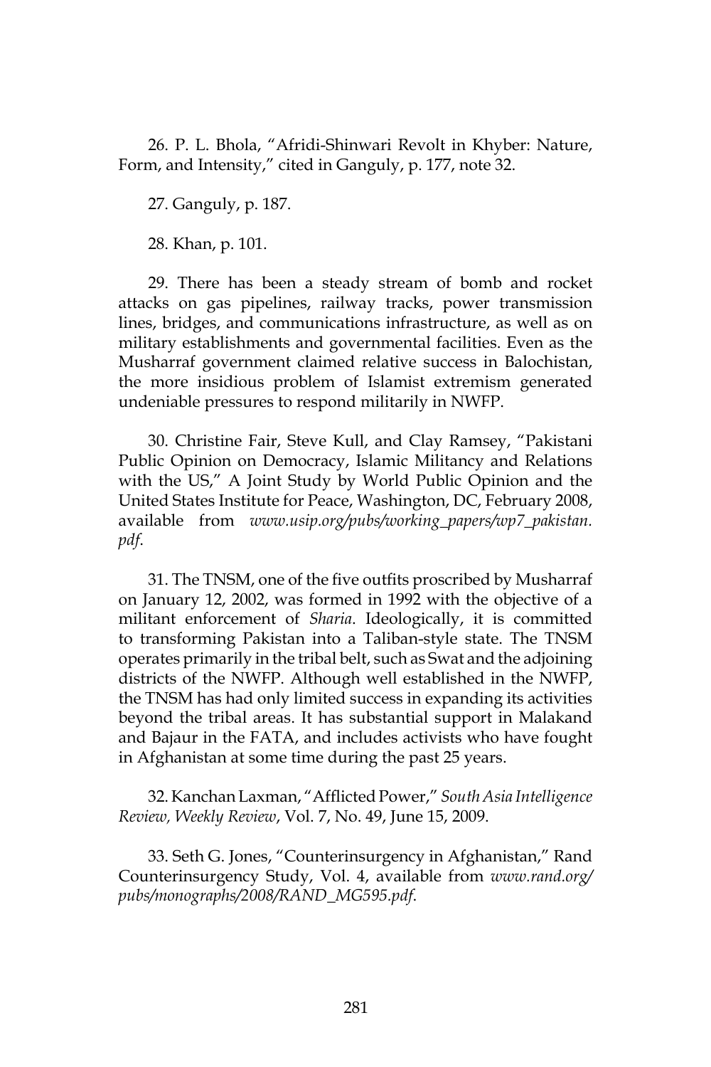26. P. L. Bhola, "Afridi-Shinwari Revolt in Khyber: Nature, Form, and Intensity," cited in Ganguly, p. 177, note 32.

27. Ganguly, p. 187.

28. Khan, p. 101.

29. There has been a steady stream of bomb and rocket attacks on gas pipelines, railway tracks, power transmission lines, bridges, and communications infrastructure, as well as on military establishments and governmental facilities. Even as the Musharraf government claimed relative success in Balochistan, the more insidious problem of Islamist extremism generated undeniable pressures to respond militarily in NWFP.

30. Christine Fair, Steve Kull, and Clay Ramsey, "Pakistani Public Opinion on Democracy, Islamic Militancy and Relations with the US," A Joint Study by World Public Opinion and the United States Institute for Peace, Washington, DC, February 2008, available from *www.usip.org/pubs/working_papers/wp7_pakistan.pdf*.

31. The TNSM, one of the five outfits proscribed by Musharraf on January 12, 2002, was formed in 1992 with the objective of a militant enforcement of *Sharia*. Ideologically, it is committed to transforming Pakistan into a Taliban-style state. The TNSM operates primarily in the tribal belt, such as Swat and the adjoining districts of the NWFP. Although well established in the NWFP, the TNSM has had only limited success in expanding its activities beyond the tribal areas. It has substantial support in Malakand and Bajaur in the FATA, and includes activists who have fought in Afghanistan at some time during the past 25 years.

32. Kanchan Laxman, "Afflicted Power," *South Asia Intelligence Review, Weekly Review*, Vol. 7, No. 49, June 15, 2009.

33. Seth G. Jones, "Counterinsurgency in Afghanistan," Rand Counterinsurgency Study, Vol. 4, available from *www.rand.org/pubs/monographs/2008/RAND_MG595.pdf*.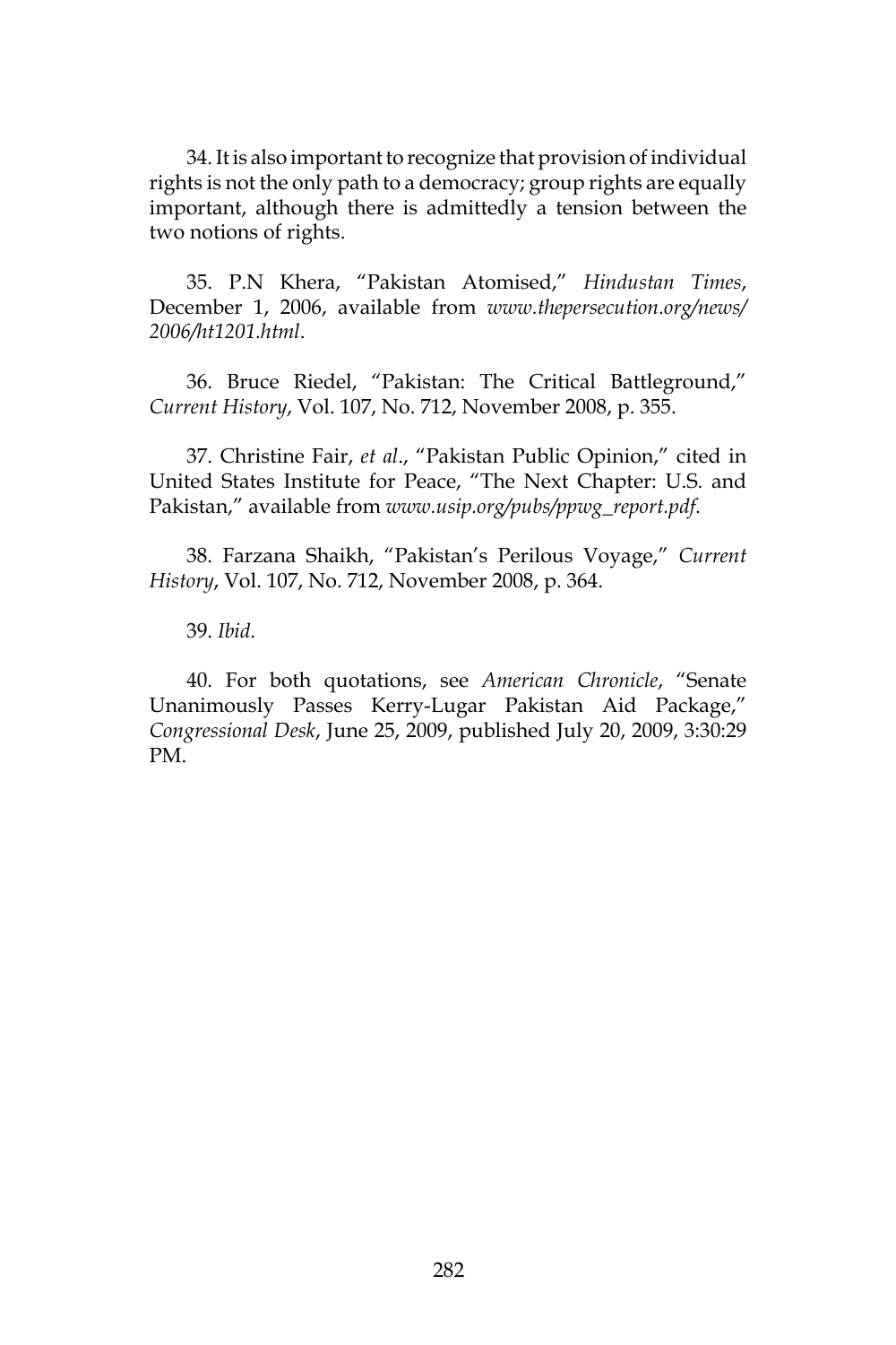34. It is also important to recognize that provision of individual rights is not the only path to a democracy; group rights are equally important, although there is admittedly a tension between the two notions of rights.

35. P.N Khera, "Pakistan Atomised," *Hindustan Times*, December 1, 2006, available from *www.thepersecution.org/news/2006/ht1201.html*.

36. Bruce Riedel, "Pakistan: The Critical Battleground," *Current History*, Vol. 107, No. 712, November 2008, p. 355.

37. Christine Fair, *et al*., "Pakistan Public Opinion," cited in United States Institute for Peace, "The Next Chapter: U.S. and Pakistan," available from *www.usip.org/pubs/ppwg_report.pdf*.

38. Farzana Shaikh, "Pakistan's Perilous Voyage," *Current History*, Vol. 107, No. 712, November 2008, p. 364.

39. *Ibid*.

40. For both quotations, see *American Chronicle*, "Senate Unanimously Passes Kerry-Lugar Pakistan Aid Package," *Congressional Desk*, June 25, 2009, published July 20, 2009, 3:30:29 PM.